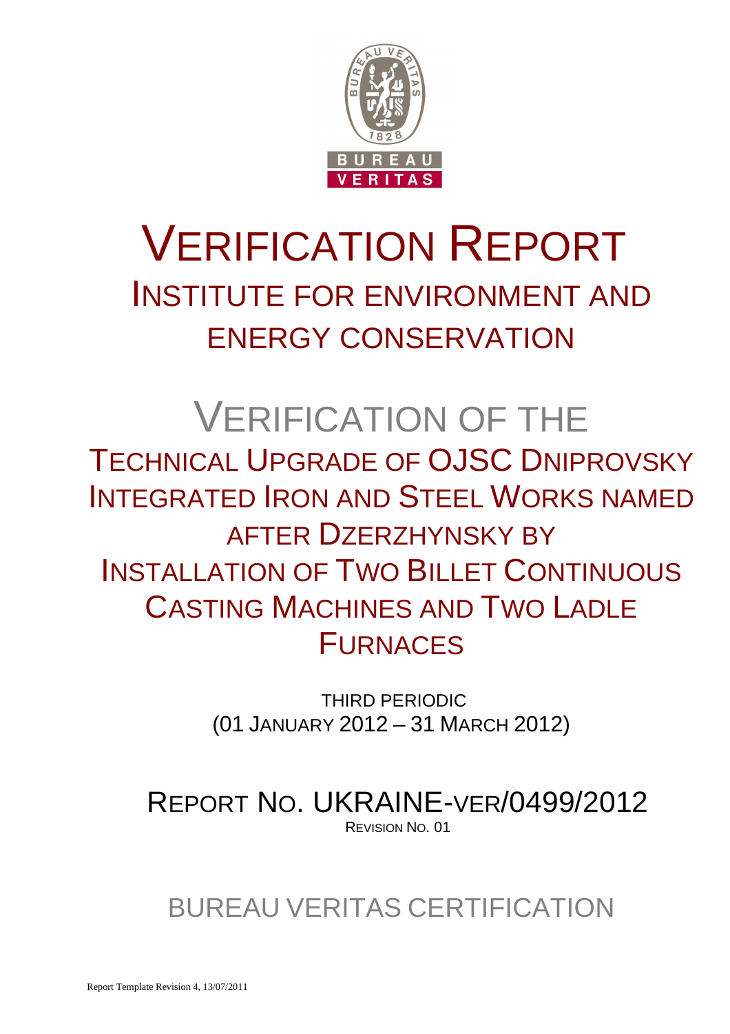# VERIFICATION REPORT

## INSTITUTE FOR ENVIRONMENT AND ENERGY CONSERVATION

# VERIFICATION OF THE

## TECHNICAL UPGRADE OF OJSC DNIPROVSKY INTEGRATED IRON AND STEEL WORKS NAMED AFTER DZERZHYNSKY BY INSTALLATION OF TWO BILLET CONTINUOUS CASTING MACHINES AND TWO LADLE FURNACES

THIRD PERIODIC
(01 JANUARY 2012 – 31 MARCH 2012)

## REPORT NO. UKRAINE-VER/0499/2012

REVISION NO. 01

## BUREAU VERITAS CERTIFICATION

Report Template Revision 4, 13/07/2011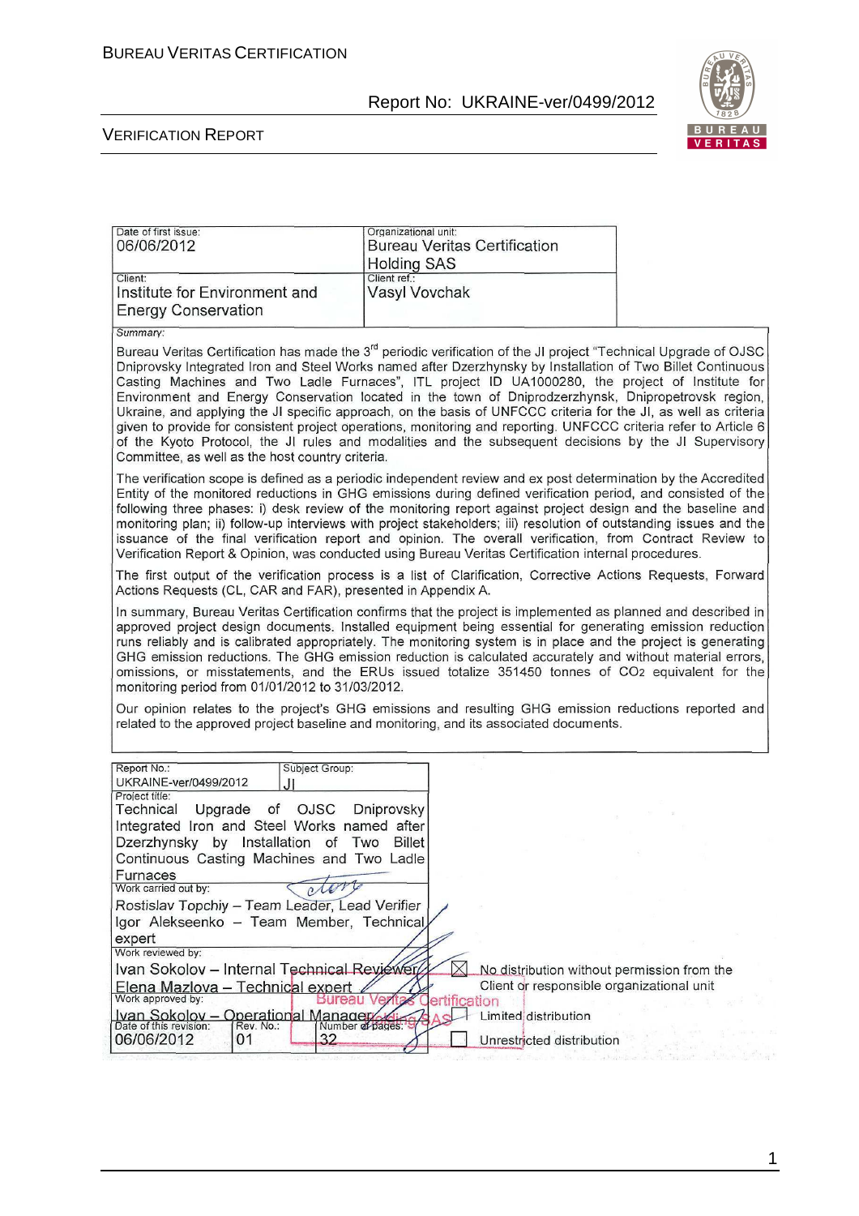| Date of first issue: 06/06/2012 | Organizational unit: Bureau Veritas Certification Holding SAS |
| --- | --- |
| Client: Institute for Environment and Energy Conservation | Client ref.: Vasyl Vovchak |

Summary:

Bureau Veritas Certification has made the 3[rd] periodic verification of the JI project "Technical Upgrade of OJSC Dniprovsky Integrated Iron and Steel Works named after Dzerzhynsky by Installation of Two Billet Continuous Casting Machines and Two Ladle Furnaces", ITL project ID UA1000280, the project of Institute for Environment and Energy Conservation located in the town of Dniprodzerzhynsk, Dnipropetrovsk region, Ukraine, and applying the JI specific approach, on the basis of UNFCCC criteria for the JI, as well as criteria given to provide for consistent project operations, monitoring and reporting. UNFCCC criteria refer to Article 6 of the Kyoto Protocol, the JI rules and modalities and the subsequent decisions by the JI Supervisory Committee, as well as the host country criteria.

The verification scope is defined as a periodic independent review and ex post determination by the Accredited Entity of the monitored reductions in GHG emissions during defined verification period, and consisted of the following three phases: i) desk review of the monitoring report against project design and the baseline and monitoring plan; ii) follow-up interviews with project stakeholders; iii) resolution of outstanding issues and the issuance of the final verification report and opinion. The overall verification, from Contract Review to Verification Report & Opinion, was conducted using Bureau Veritas Certification internal procedures.

The first output of the verification process is a list of Clarification, Corrective Actions Requests, Forward Actions Requests (CL, CAR and FAR), presented in Appendix A.

In summary, Bureau Veritas Certification confirms that the project is implemented as planned and described in approved project design documents. Installed equipment being essential for generating emission reduction runs reliably and is calibrated appropriately. The monitoring system is in place and the project is generating GHG emission reductions. The GHG emission reduction is calculated accurately and without material errors, omissions, or misstatements, and the ERUs issued totalize 351450 tonnes of $CO_2$ equivalent for the monitoring period from 01/01/2012 to 31/03/2012.

Our opinion relates to the project's GHG emissions and resulting GHG emission reductions reported and related to the approved project baseline and monitoring, and its associated documents.

| Report No.: UKRAINE-ver/0499/2012 | Subject Group: JI |
| --- | --- |
| Project title: Technical Upgrade of OJSC Dniprovsky Integrated Iron and Steel Works named after Dzerzhynsky by Installation of Two Billet Continuous Casting Machines and Two Ladle Furnaces | |
| Work carried out by: Rostislav Topchiy – Team Leader, Lead Verifier; Igor Alekseenko – Team Member, Technical expert | |
| Work reviewed by: Ivan Sokolov – Internal Technical Reviewer; Elena Mazlova – Technical expert | |
| Work approved by: Ivan Sokolov – Operational Manager | |
| Date of this revision: 06/06/2012 | Rev. No.: 01 | Number of pages: 32 |

- ☒ No distribution without permission from the Client or responsible organizational unit
- ☐ Limited distribution
- ☐ Unrestricted distribution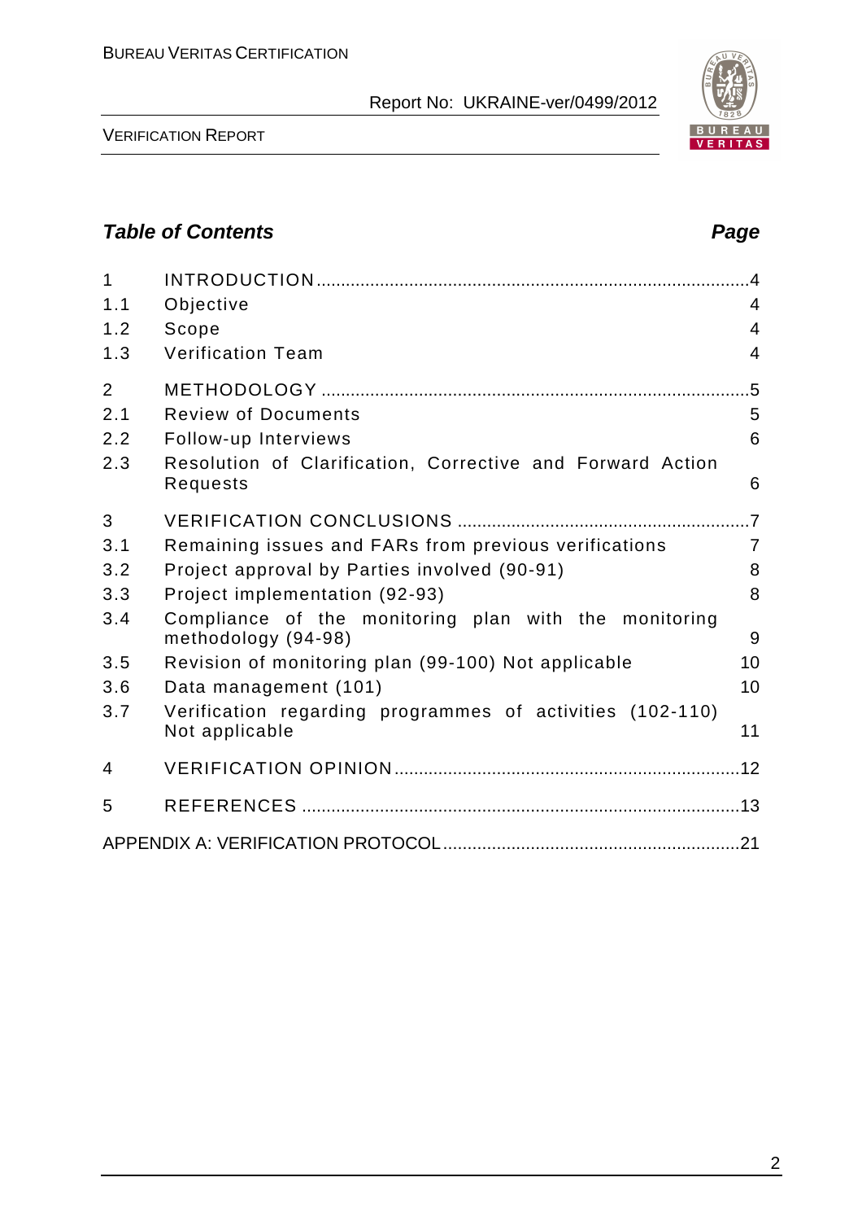## Table of Contents

| | | Page |
|---|---|---|
| 1 | INTRODUCTION | 4 |
| 1.1 | Objective | 4 |
| 1.2 | Scope | 4 |
| 1.3 | Verification Team | 4 |
| 2 | METHODOLOGY | 5 |
| 2.1 | Review of Documents | 5 |
| 2.2 | Follow-up Interviews | 6 |
| 2.3 | Resolution of Clarification, Corrective and Forward Action Requests | 6 |
| 3 | VERIFICATION CONCLUSIONS | 7 |
| 3.1 | Remaining issues and FARs from previous verifications | 7 |
| 3.2 | Project approval by Parties involved (90-91) | 8 |
| 3.3 | Project implementation (92-93) | 8 |
| 3.4 | Compliance of the monitoring plan with the monitoring methodology (94-98) | 9 |
| 3.5 | Revision of monitoring plan (99-100) Not applicable | 10 |
| 3.6 | Data management (101) | 10 |
| 3.7 | Verification regarding programmes of activities (102-110) Not applicable | 11 |
| 4 | VERIFICATION OPINION | 12 |
| 5 | REFERENCES | 13 |
| | APPENDIX A: VERIFICATION PROTOCOL | 21 |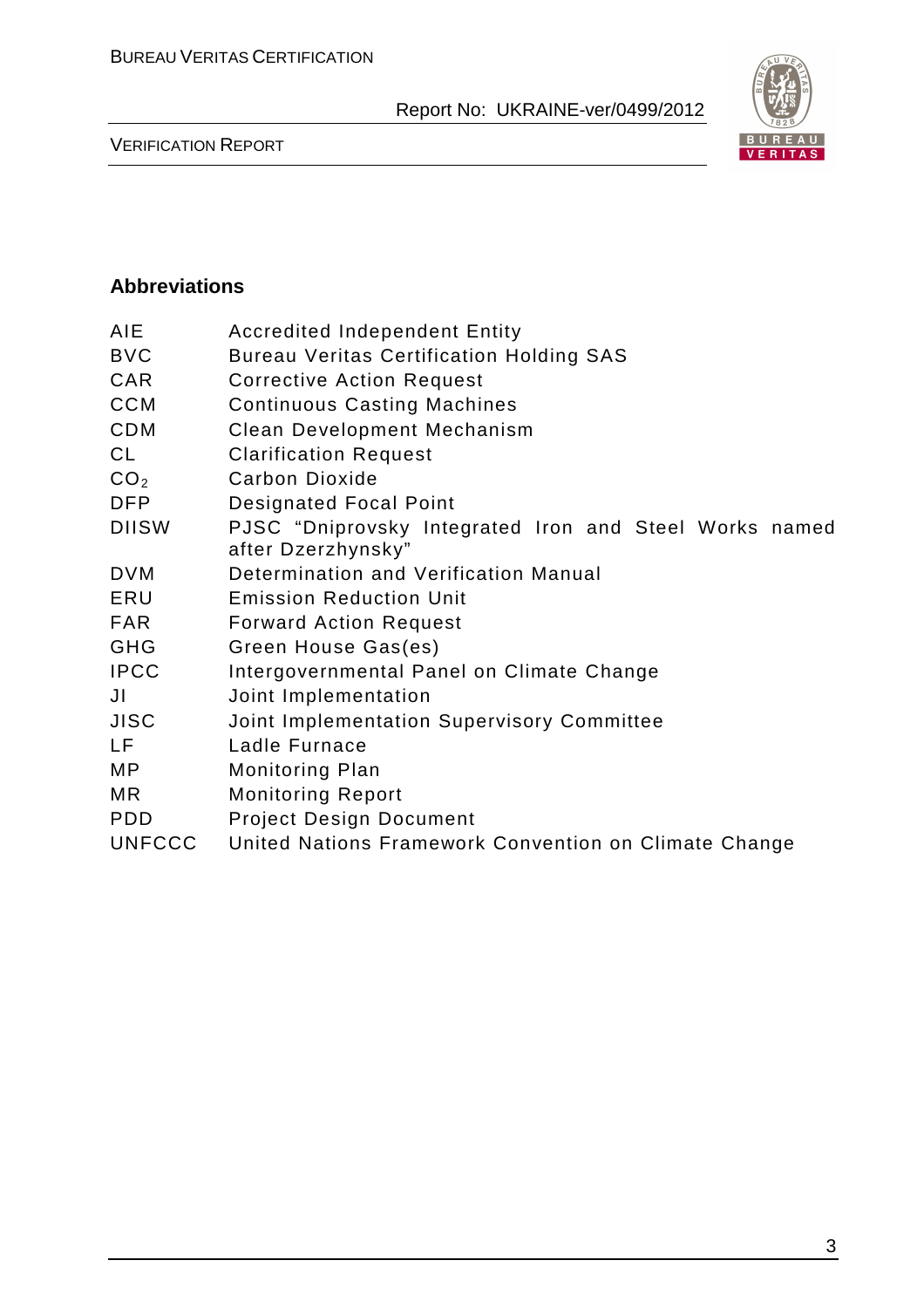## Abbreviations

| | |
|---|---|
| AIE | Accredited Independent Entity |
| BVC | Bureau Veritas Certification Holding SAS |
| CAR | Corrective Action Request |
| CCM | Continuous Casting Machines |
| CDM | Clean Development Mechanism |
| CL | Clarification Request |
| $CO_2$ | Carbon Dioxide |
| DFP | Designated Focal Point |
| DIISW | PJSC "Dniprovsky Integrated Iron and Steel Works named after Dzerzhynsky" |
| DVM | Determination and Verification Manual |
| ERU | Emission Reduction Unit |
| FAR | Forward Action Request |
| GHG | Green House Gas(es) |
| IPCC | Intergovernmental Panel on Climate Change |
| JI | Joint Implementation |
| JISC | Joint Implementation Supervisory Committee |
| LF | Ladle Furnace |
| MP | Monitoring Plan |
| MR | Monitoring Report |
| PDD | Project Design Document |
| UNFCCC | United Nations Framework Convention on Climate Change |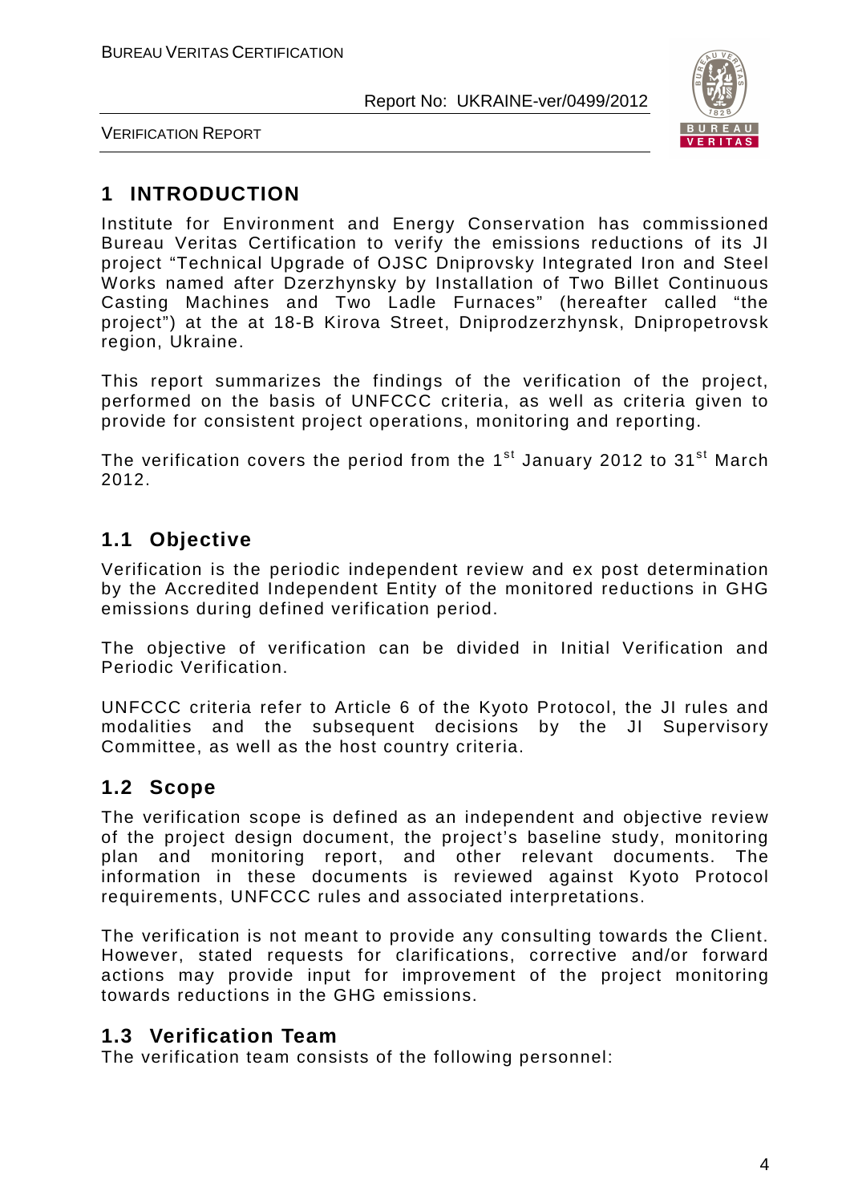# 1 INTRODUCTION

Institute for Environment and Energy Conservation has commissioned Bureau Veritas Certification to verify the emissions reductions of its JI project "Technical Upgrade of OJSC Dniprovsky Integrated Iron and Steel Works named after Dzerzhynsky by Installation of Two Billet Continuous Casting Machines and Two Ladle Furnaces" (hereafter called "the project") at the at 18-B Kirova Street, Dniprodzerzhynsk, Dnipropetrovsk region, Ukraine.

This report summarizes the findings of the verification of the project, performed on the basis of UNFCCC criteria, as well as criteria given to provide for consistent project operations, monitoring and reporting.

The verification covers the period from the 1st January 2012 to 31st March 2012.

## 1.1 Objective

Verification is the periodic independent review and ex post determination by the Accredited Independent Entity of the monitored reductions in GHG emissions during defined verification period.

The objective of verification can be divided in Initial Verification and Periodic Verification.

UNFCCC criteria refer to Article 6 of the Kyoto Protocol, the JI rules and modalities and the subsequent decisions by the JI Supervisory Committee, as well as the host country criteria.

## 1.2 Scope

The verification scope is defined as an independent and objective review of the project design document, the project's baseline study, monitoring plan and monitoring report, and other relevant documents. The information in these documents is reviewed against Kyoto Protocol requirements, UNFCCC rules and associated interpretations.

The verification is not meant to provide any consulting towards the Client. However, stated requests for clarifications, corrective and/or forward actions may provide input for improvement of the project monitoring towards reductions in the GHG emissions.

## 1.3 Verification Team

The verification team consists of the following personnel: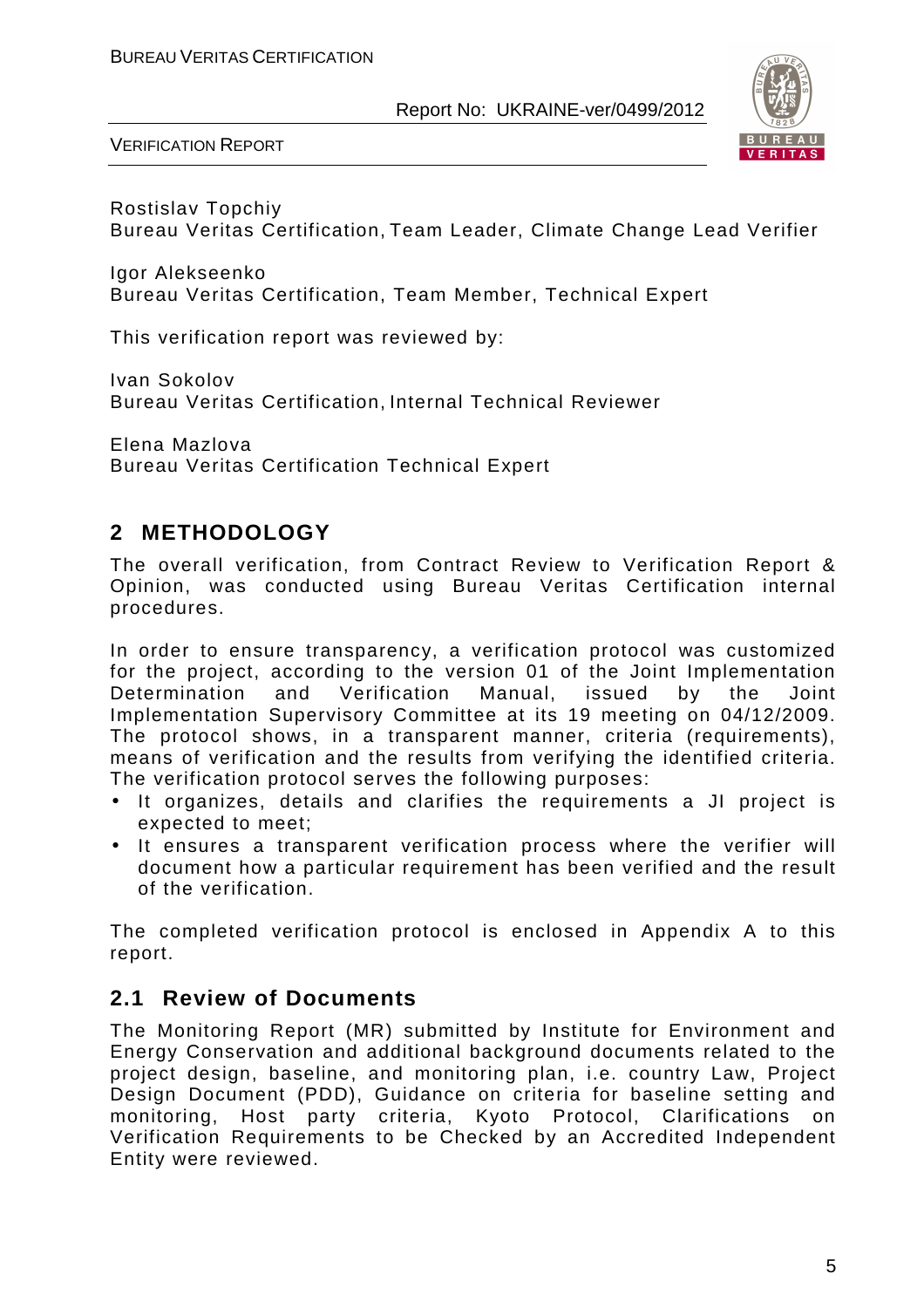Rostislav Topchiy
Bureau Veritas Certification, Team Leader, Climate Change Lead Verifier

Igor Alekseenko
Bureau Veritas Certification, Team Member, Technical Expert

This verification report was reviewed by:

Ivan Sokolov
Bureau Veritas Certification, Internal Technical Reviewer

Elena Mazlova
Bureau Veritas Certification Technical Expert

## 2 METHODOLOGY

The overall verification, from Contract Review to Verification Report & Opinion, was conducted using Bureau Veritas Certification internal procedures.

In order to ensure transparency, a verification protocol was customized for the project, according to the version 01 of the Joint Implementation Determination and Verification Manual, issued by the Joint Implementation Supervisory Committee at its 19 meeting on 04/12/2009. The protocol shows, in a transparent manner, criteria (requirements), means of verification and the results from verifying the identified criteria. The verification protocol serves the following purposes:

- It organizes, details and clarifies the requirements a JI project is expected to meet;
- It ensures a transparent verification process where the verifier will document how a particular requirement has been verified and the result of the verification.

The completed verification protocol is enclosed in Appendix A to this report.

### 2.1 Review of Documents

The Monitoring Report (MR) submitted by Institute for Environment and Energy Conservation and additional background documents related to the project design, baseline, and monitoring plan, i.e. country Law, Project Design Document (PDD), Guidance on criteria for baseline setting and monitoring, Host party criteria, Kyoto Protocol, Clarifications on Verification Requirements to be Checked by an Accredited Independent Entity were reviewed.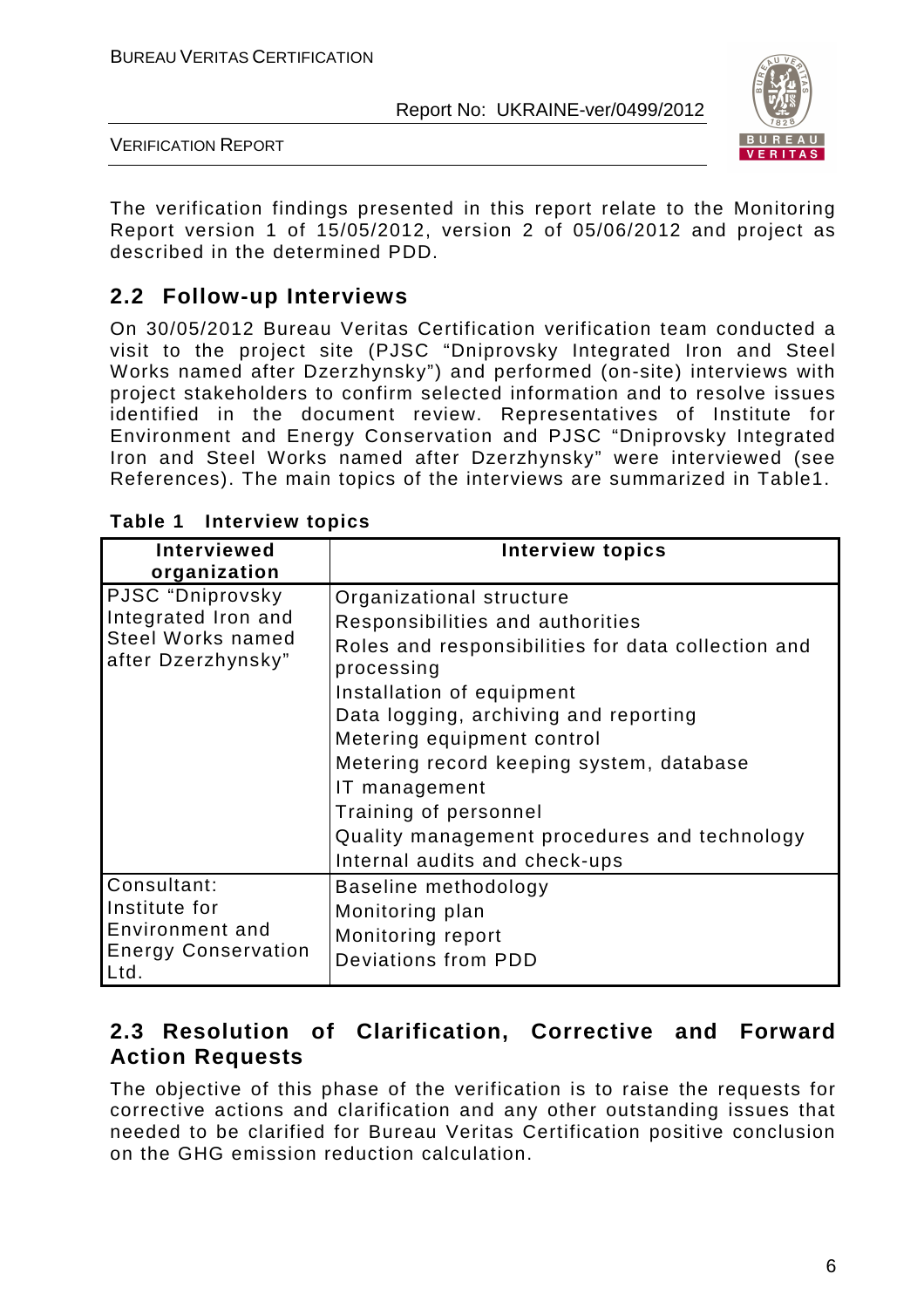The verification findings presented in this report relate to the Monitoring Report version 1 of 15/05/2012, version 2 of 05/06/2012 and project as described in the determined PDD.

## 2.2 Follow-up Interviews

On 30/05/2012 Bureau Veritas Certification verification team conducted a visit to the project site (PJSC "Dniprovsky Integrated Iron and Steel Works named after Dzerzhynsky") and performed (on-site) interviews with project stakeholders to confirm selected information and to resolve issues identified in the document review. Representatives of Institute for Environment and Energy Conservation and PJSC "Dniprovsky Integrated Iron and Steel Works named after Dzerzhynsky" were interviewed (see References). The main topics of the interviews are summarized in Table1.

**Table 1 Interview topics**

| Interviewed organization | Interview topics |
|---|---|
| PJSC "Dniprovsky Integrated Iron and Steel Works named after Dzerzhynsky" | Organizational structure<br>Responsibilities and authorities<br>Roles and responsibilities for data collection and processing<br>Installation of equipment<br>Data logging, archiving and reporting<br>Metering equipment control<br>Metering record keeping system, database<br>IT management<br>Training of personnel<br>Quality management procedures and technology<br>Internal audits and check-ups |
| Consultant: Institute for Environment and Energy Conservation Ltd. | Baseline methodology<br>Monitoring plan<br>Monitoring report<br>Deviations from PDD |

## 2.3 Resolution of Clarification, Corrective and Forward Action Requests

The objective of this phase of the verification is to raise the requests for corrective actions and clarification and any other outstanding issues that needed to be clarified for Bureau Veritas Certification positive conclusion on the GHG emission reduction calculation.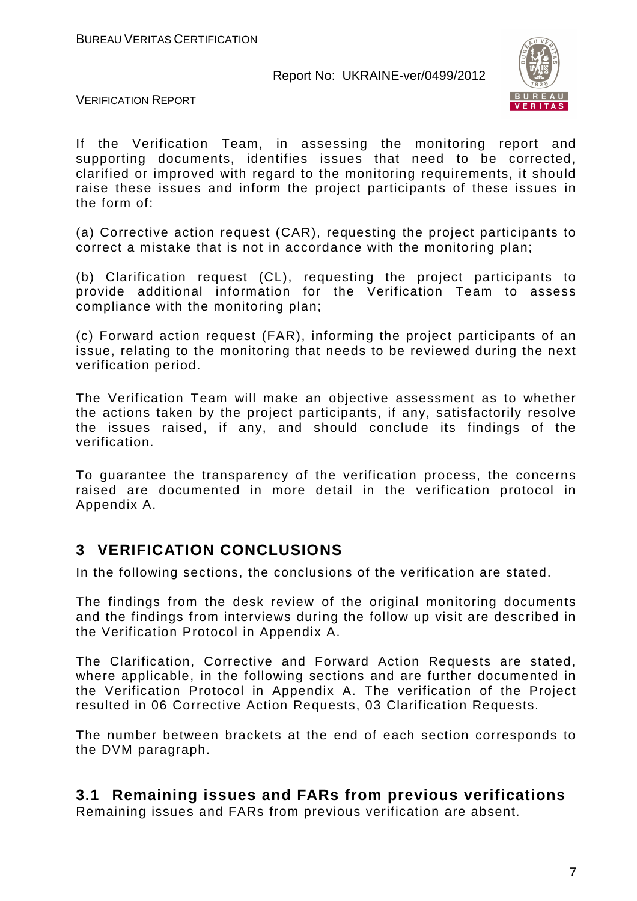If the Verification Team, in assessing the monitoring report and supporting documents, identifies issues that need to be corrected, clarified or improved with regard to the monitoring requirements, it should raise these issues and inform the project participants of these issues in the form of:

(a) Corrective action request (CAR), requesting the project participants to correct a mistake that is not in accordance with the monitoring plan;

(b) Clarification request (CL), requesting the project participants to provide additional information for the Verification Team to assess compliance with the monitoring plan;

(c) Forward action request (FAR), informing the project participants of an issue, relating to the monitoring that needs to be reviewed during the next verification period.

The Verification Team will make an objective assessment as to whether the actions taken by the project participants, if any, satisfactorily resolve the issues raised, if any, and should conclude its findings of the verification.

To guarantee the transparency of the verification process, the concerns raised are documented in more detail in the verification protocol in Appendix A.

# 3 VERIFICATION CONCLUSIONS

In the following sections, the conclusions of the verification are stated.

The findings from the desk review of the original monitoring documents and the findings from interviews during the follow up visit are described in the Verification Protocol in Appendix A.

The Clarification, Corrective and Forward Action Requests are stated, where applicable, in the following sections and are further documented in the Verification Protocol in Appendix A. The verification of the Project resulted in 06 Corrective Action Requests, 03 Clarification Requests.

The number between brackets at the end of each section corresponds to the DVM paragraph.

## 3.1 Remaining issues and FARs from previous verifications

Remaining issues and FARs from previous verification are absent.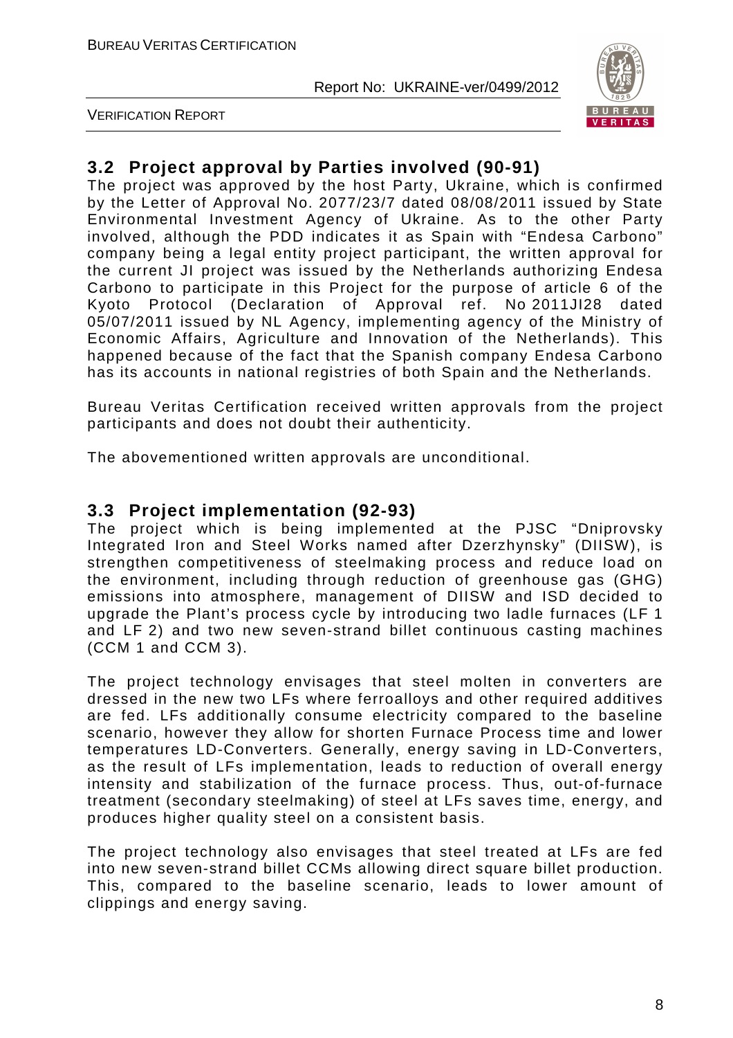## 3.2 Project approval by Parties involved (90-91)

The project was approved by the host Party, Ukraine, which is confirmed by the Letter of Approval No. 2077/23/7 dated 08/08/2011 issued by State Environmental Investment Agency of Ukraine. As to the other Party involved, although the PDD indicates it as Spain with "Endesa Carbono" company being a legal entity project participant, the written approval for the current JI project was issued by the Netherlands authorizing Endesa Carbono to participate in this Project for the purpose of article 6 of the Kyoto Protocol (Declaration of Approval ref. No 2011JI28 dated 05/07/2011 issued by NL Agency, implementing agency of the Ministry of Economic Affairs, Agriculture and Innovation of the Netherlands). This happened because of the fact that the Spanish company Endesa Carbono has its accounts in national registries of both Spain and the Netherlands.

Bureau Veritas Certification received written approvals from the project participants and does not doubt their authenticity.

The abovementioned written approvals are unconditional.

## 3.3 Project implementation (92-93)

The project which is being implemented at the PJSC "Dniprovsky Integrated Iron and Steel Works named after Dzerzhynsky" (DIISW), is strengthen competitiveness of steelmaking process and reduce load on the environment, including through reduction of greenhouse gas (GHG) emissions into atmosphere, management of DIISW and ISD decided to upgrade the Plant's process cycle by introducing two ladle furnaces (LF 1 and LF 2) and two new seven-strand billet continuous casting machines (CCM 1 and CCM 3).

The project technology envisages that steel molten in converters are dressed in the new two LFs where ferroalloys and other required additives are fed. LFs additionally consume electricity compared to the baseline scenario, however they allow for shorten Furnace Process time and lower temperatures LD-Converters. Generally, energy saving in LD-Converters, as the result of LFs implementation, leads to reduction of overall energy intensity and stabilization of the furnace process. Thus, out-of-furnace treatment (secondary steelmaking) of steel at LFs saves time, energy, and produces higher quality steel on a consistent basis.

The project technology also envisages that steel treated at LFs are fed into new seven-strand billet CCMs allowing direct square billet production. This, compared to the baseline scenario, leads to lower amount of clippings and energy saving.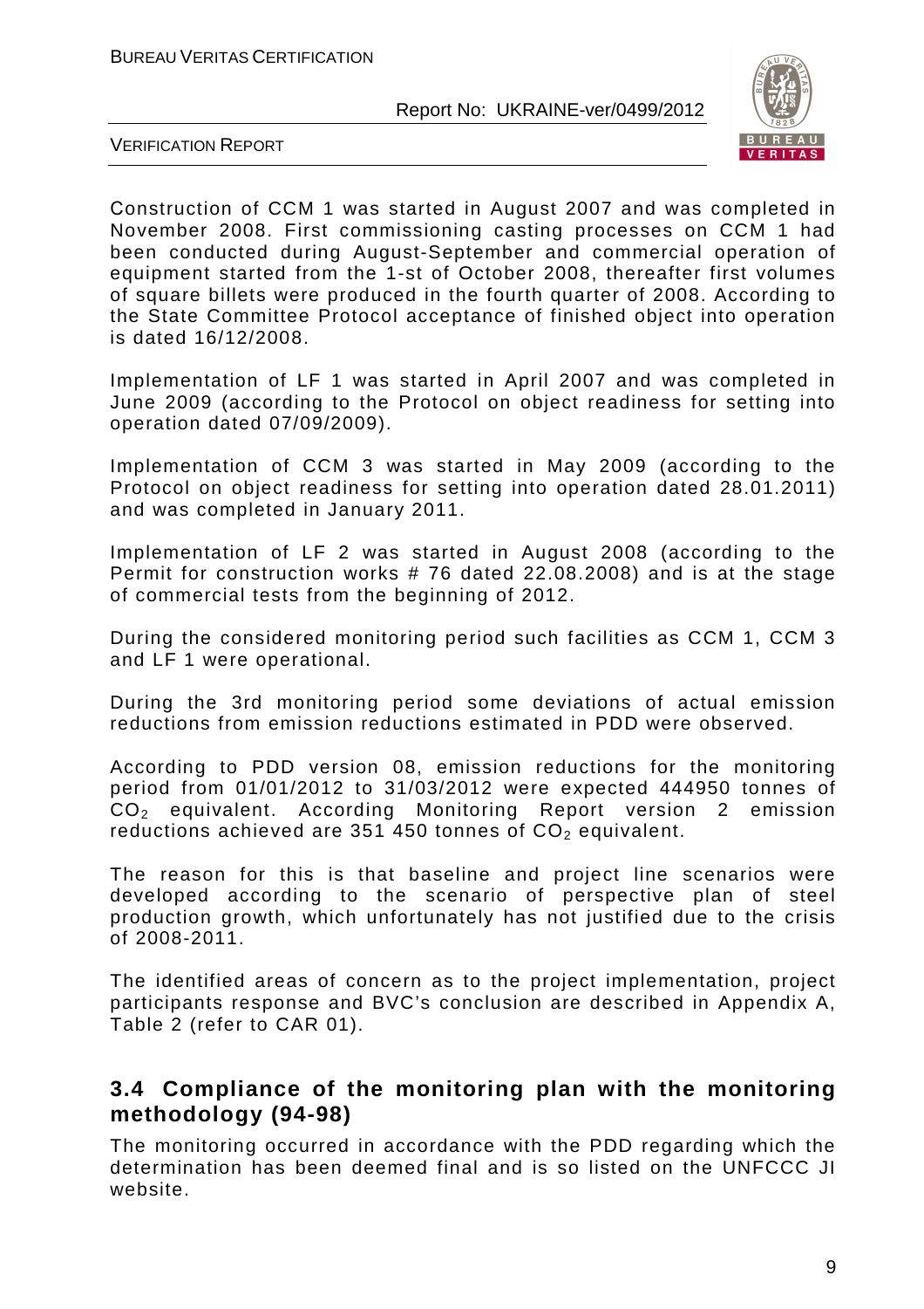Construction of CCM 1 was started in August 2007 and was completed in November 2008. First commissioning casting processes on CCM 1 had been conducted during August-September and commercial operation of equipment started from the 1-st of October 2008, thereafter first volumes of square billets were produced in the fourth quarter of 2008. According to the State Committee Protocol acceptance of finished object into operation is dated 16/12/2008.

Implementation of LF 1 was started in April 2007 and was completed in June 2009 (according to the Protocol on object readiness for setting into operation dated 07/09/2009).

Implementation of CCM 3 was started in May 2009 (according to the Protocol on object readiness for setting into operation dated 28.01.2011) and was completed in January 2011.

Implementation of LF 2 was started in August 2008 (according to the Permit for construction works # 76 dated 22.08.2008) and is at the stage of commercial tests from the beginning of 2012.

During the considered monitoring period such facilities as CCM 1, CCM 3 and LF 1 were operational.

During the 3rd monitoring period some deviations of actual emission reductions from emission reductions estimated in PDD were observed.

According to PDD version 08, emission reductions for the monitoring period from 01/01/2012 to 31/03/2012 were expected 444950 tonnes of $CO_2$ equivalent. According Monitoring Report version 2 emission reductions achieved are 351 450 tonnes of $CO_2$ equivalent.

The reason for this is that baseline and project line scenarios were developed according to the scenario of perspective plan of steel production growth, which unfortunately has not justified due to the crisis of 2008-2011.

The identified areas of concern as to the project implementation, project participants response and BVC's conclusion are described in Appendix A, Table 2 (refer to CAR 01).

## 3.4 Compliance of the monitoring plan with the monitoring methodology (94-98)

The monitoring occurred in accordance with the PDD regarding which the determination has been deemed final and is so listed on the UNFCCC JI website.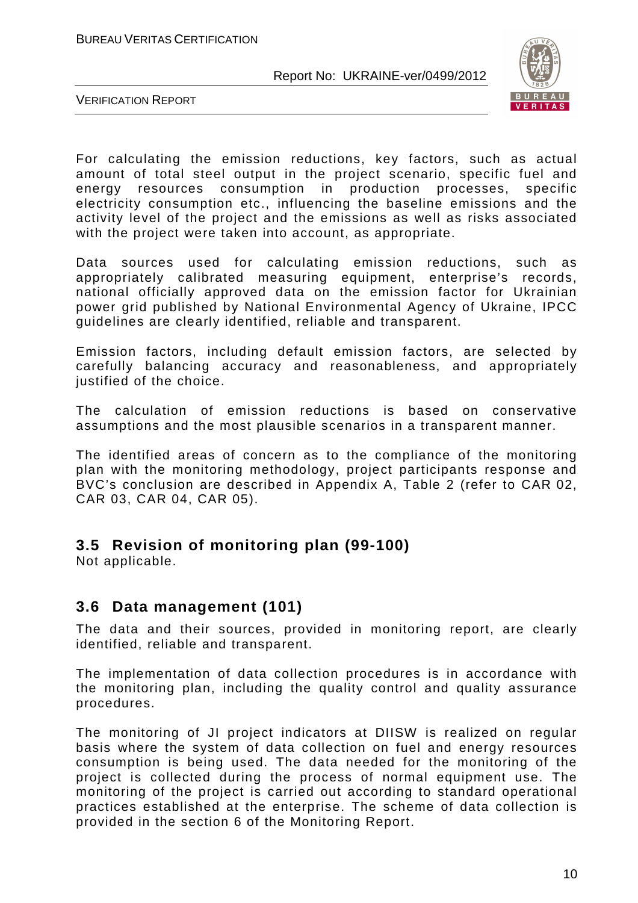For calculating the emission reductions, key factors, such as actual amount of total steel output in the project scenario, specific fuel and energy resources consumption in production processes, specific electricity consumption etc., influencing the baseline emissions and the activity level of the project and the emissions as well as risks associated with the project were taken into account, as appropriate.

Data sources used for calculating emission reductions, such as appropriately calibrated measuring equipment, enterprise's records, national officially approved data on the emission factor for Ukrainian power grid published by National Environmental Agency of Ukraine, IPCC guidelines are clearly identified, reliable and transparent.

Emission factors, including default emission factors, are selected by carefully balancing accuracy and reasonableness, and appropriately justified of the choice.

The calculation of emission reductions is based on conservative assumptions and the most plausible scenarios in a transparent manner.

The identified areas of concern as to the compliance of the monitoring plan with the monitoring methodology, project participants response and BVC's conclusion are described in Appendix A, Table 2 (refer to CAR 02, CAR 03, CAR 04, CAR 05).

## 3.5 Revision of monitoring plan (99-100)

Not applicable.

## 3.6 Data management (101)

The data and their sources, provided in monitoring report, are clearly identified, reliable and transparent.

The implementation of data collection procedures is in accordance with the monitoring plan, including the quality control and quality assurance procedures.

The monitoring of JI project indicators at DIISW is realized on regular basis where the system of data collection on fuel and energy resources consumption is being used. The data needed for the monitoring of the project is collected during the process of normal equipment use. The monitoring of the project is carried out according to standard operational practices established at the enterprise. The scheme of data collection is provided in the section 6 of the Monitoring Report.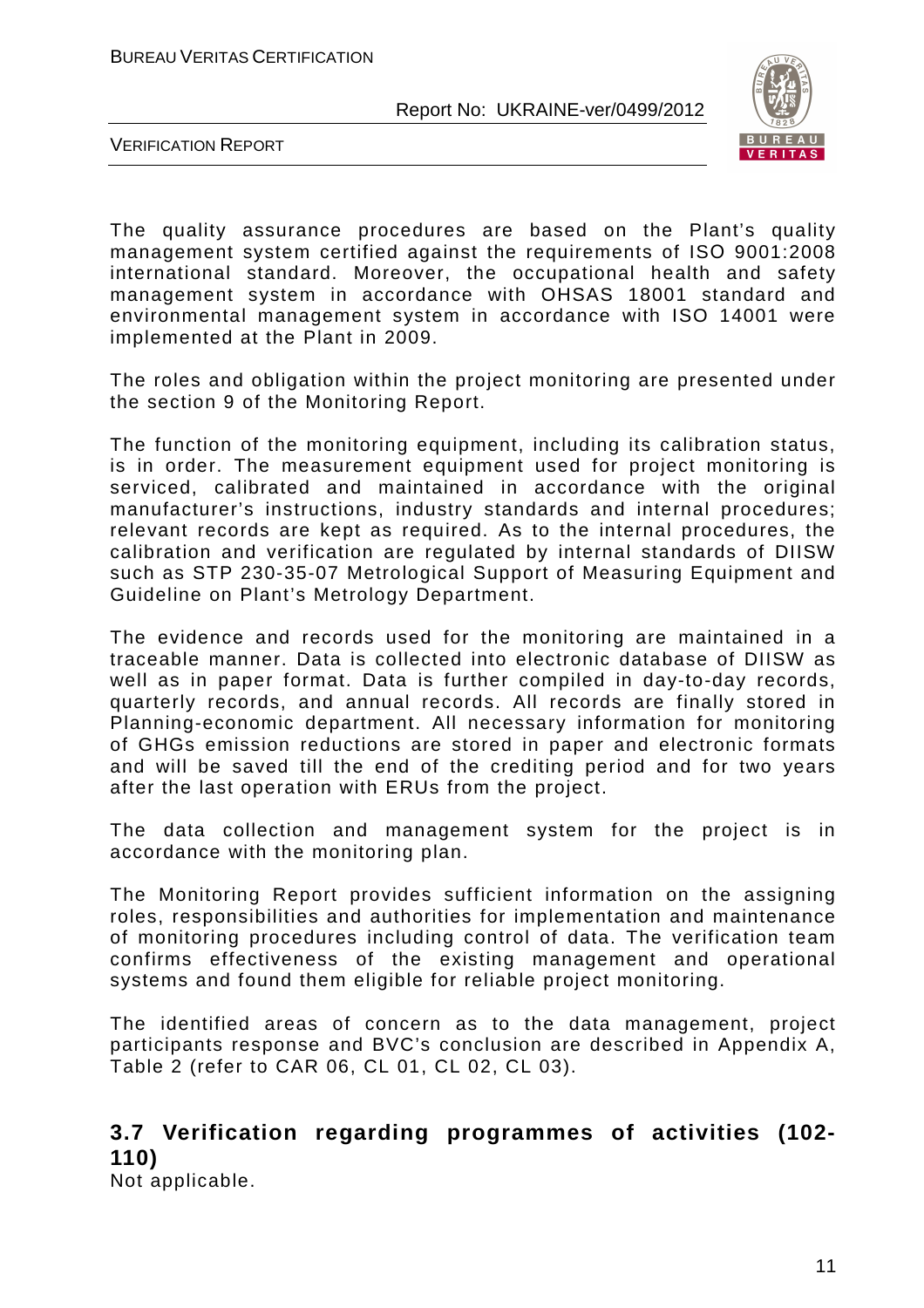The quality assurance procedures are based on the Plant's quality management system certified against the requirements of ISO 9001:2008 international standard. Moreover, the occupational health and safety management system in accordance with OHSAS 18001 standard and environmental management system in accordance with ISO 14001 were implemented at the Plant in 2009.

The roles and obligation within the project monitoring are presented under the section 9 of the Monitoring Report.

The function of the monitoring equipment, including its calibration status, is in order. The measurement equipment used for project monitoring is serviced, calibrated and maintained in accordance with the original manufacturer's instructions, industry standards and internal procedures; relevant records are kept as required. As to the internal procedures, the calibration and verification are regulated by internal standards of DIISW such as STP 230-35-07 Metrological Support of Measuring Equipment and Guideline on Plant's Metrology Department.

The evidence and records used for the monitoring are maintained in a traceable manner. Data is collected into electronic database of DIISW as well as in paper format. Data is further compiled in day-to-day records, quarterly records, and annual records. All records are finally stored in Planning-economic department. All necessary information for monitoring of GHGs emission reductions are stored in paper and electronic formats and will be saved till the end of the crediting period and for two years after the last operation with ERUs from the project.

The data collection and management system for the project is in accordance with the monitoring plan.

The Monitoring Report provides sufficient information on the assigning roles, responsibilities and authorities for implementation and maintenance of monitoring procedures including control of data. The verification team confirms effectiveness of the existing management and operational systems and found them eligible for reliable project monitoring.

The identified areas of concern as to the data management, project participants response and BVC's conclusion are described in Appendix A, Table 2 (refer to CAR 06, CL 01, CL 02, CL 03).

## 3.7 Verification regarding programmes of activities (102-110)

Not applicable.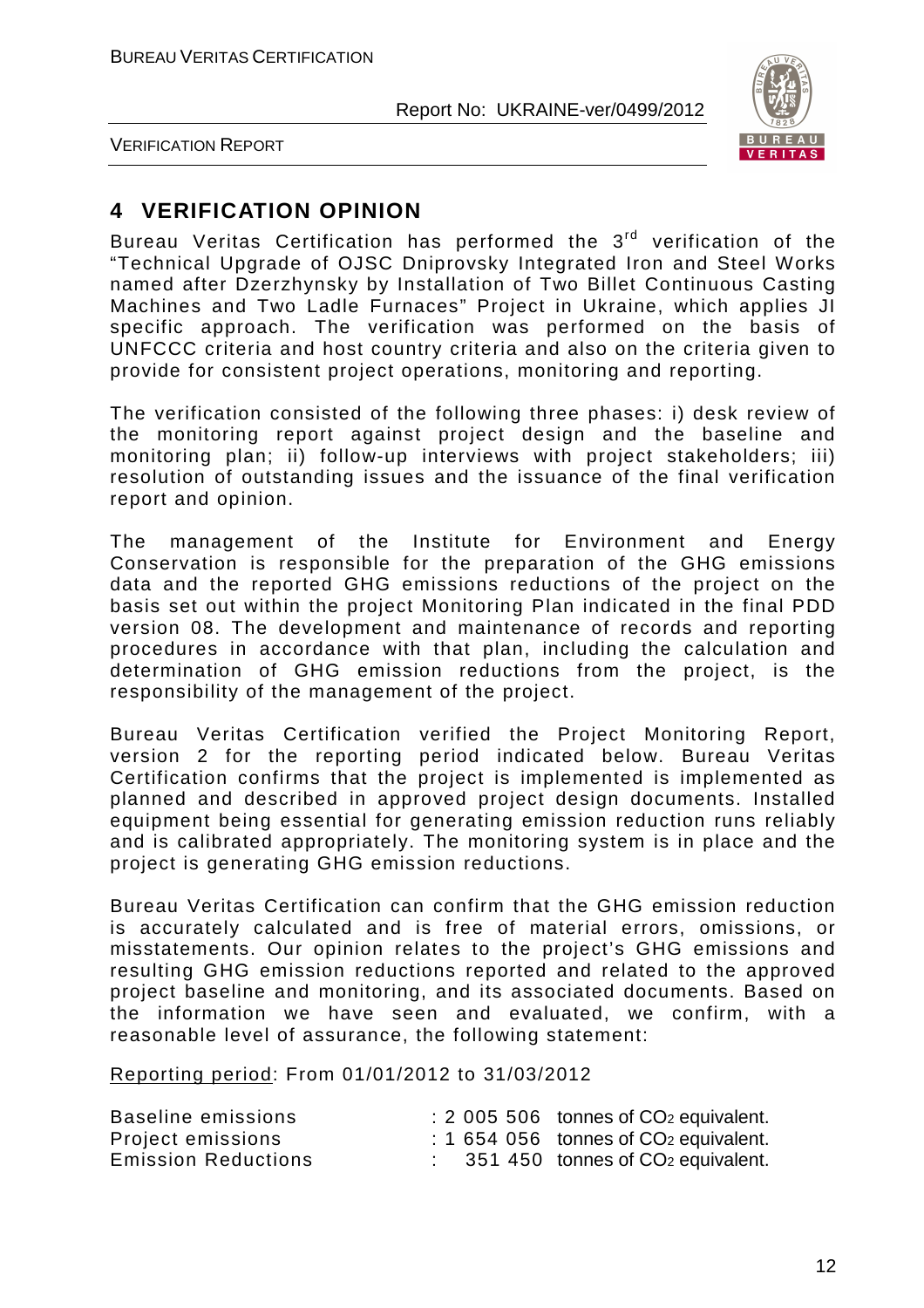# 4 VERIFICATION OPINION

Bureau Veritas Certification has performed the 3rd verification of the "Technical Upgrade of OJSC Dniprovsky Integrated Iron and Steel Works named after Dzerzhynsky by Installation of Two Billet Continuous Casting Machines and Two Ladle Furnaces" Project in Ukraine, which applies JI specific approach. The verification was performed on the basis of UNFCCC criteria and host country criteria and also on the criteria given to provide for consistent project operations, monitoring and reporting.

The verification consisted of the following three phases: i) desk review of the monitoring report against project design and the baseline and monitoring plan; ii) follow-up interviews with project stakeholders; iii) resolution of outstanding issues and the issuance of the final verification report and opinion.

The management of the Institute for Environment and Energy Conservation is responsible for the preparation of the GHG emissions data and the reported GHG emissions reductions of the project on the basis set out within the project Monitoring Plan indicated in the final PDD version 08. The development and maintenance of records and reporting procedures in accordance with that plan, including the calculation and determination of GHG emission reductions from the project, is the responsibility of the management of the project.

Bureau Veritas Certification verified the Project Monitoring Report, version 2 for the reporting period indicated below. Bureau Veritas Certification confirms that the project is implemented is implemented as planned and described in approved project design documents. Installed equipment being essential for generating emission reduction runs reliably and is calibrated appropriately. The monitoring system is in place and the project is generating GHG emission reductions.

Bureau Veritas Certification can confirm that the GHG emission reduction is accurately calculated and is free of material errors, omissions, or misstatements. Our opinion relates to the project's GHG emissions and resulting GHG emission reductions reported and related to the approved project baseline and monitoring, and its associated documents. Based on the information we have seen and evaluated, we confirm, with a reasonable level of assurance, the following statement:

Reporting period: From 01/01/2012 to 31/03/2012

| | | |
|---|---|---|
| Baseline emissions | : 2 005 506 | tonnes of $CO_2$ equivalent. |
| Project emissions | : 1 654 056 | tonnes of $CO_2$ equivalent. |
| Emission Reductions | : 351 450 | tonnes of $CO_2$ equivalent. |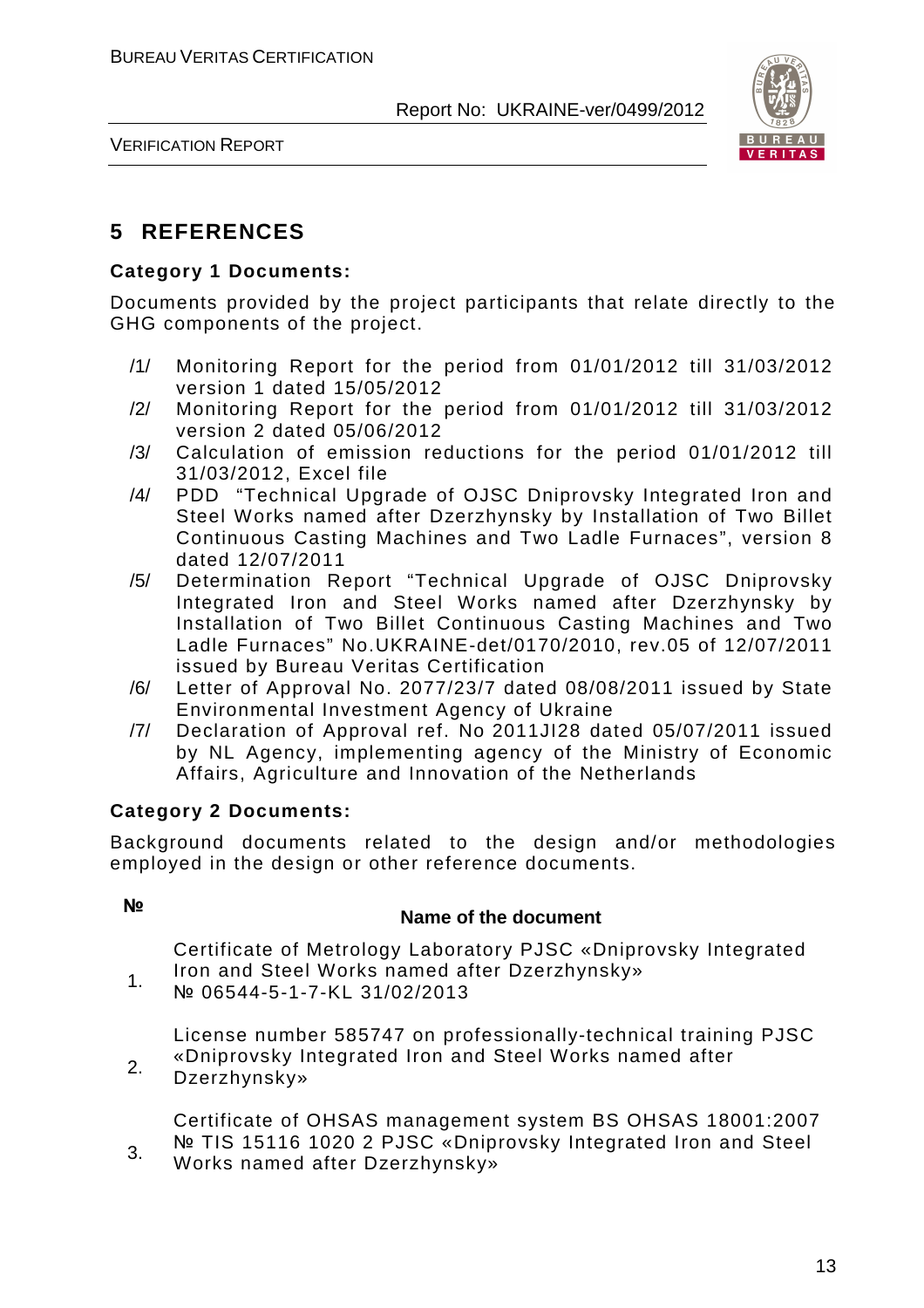# 5 REFERENCES

**Category 1 Documents:**

Documents provided by the project participants that relate directly to the GHG components of the project.

- /1/ Monitoring Report for the period from 01/01/2012 till 31/03/2012 version 1 dated 15/05/2012
- /2/ Monitoring Report for the period from 01/01/2012 till 31/03/2012 version 2 dated 05/06/2012
- /3/ Calculation of emission reductions for the period 01/01/2012 till 31/03/2012, Excel file
- /4/ PDD "Technical Upgrade of OJSC Dniprovsky Integrated Iron and Steel Works named after Dzerzhynsky by Installation of Two Billet Continuous Casting Machines and Two Ladle Furnaces", version 8 dated 12/07/2011
- /5/ Determination Report "Technical Upgrade of OJSC Dniprovsky Integrated Iron and Steel Works named after Dzerzhynsky by Installation of Two Billet Continuous Casting Machines and Two Ladle Furnaces" No.UKRAINE-det/0170/2010, rev.05 of 12/07/2011 issued by Bureau Veritas Certification
- /6/ Letter of Approval No. 2077/23/7 dated 08/08/2011 issued by State Environmental Investment Agency of Ukraine
- /7/ Declaration of Approval ref. No 2011JI28 dated 05/07/2011 issued by NL Agency, implementing agency of the Ministry of Economic Affairs, Agriculture and Innovation of the Netherlands

**Category 2 Documents:**

Background documents related to the design and/or methodologies employed in the design or other reference documents.

| № | Name of the document |
|---|---|
| 1. | Certificate of Metrology Laboratory PJSC «Dniprovsky Integrated Iron and Steel Works named after Dzerzhynsky» № 06544-5-1-7-KL 31/02/2013 |
| 2. | License number 585747 on professionally-technical training PJSC «Dniprovsky Integrated Iron and Steel Works named after Dzerzhynsky» |
| 3. | Certificate of OHSAS management system BS OHSAS 18001:2007 № TIS 15116 1020 2 PJSC «Dniprovsky Integrated Iron and Steel Works named after Dzerzhynsky» |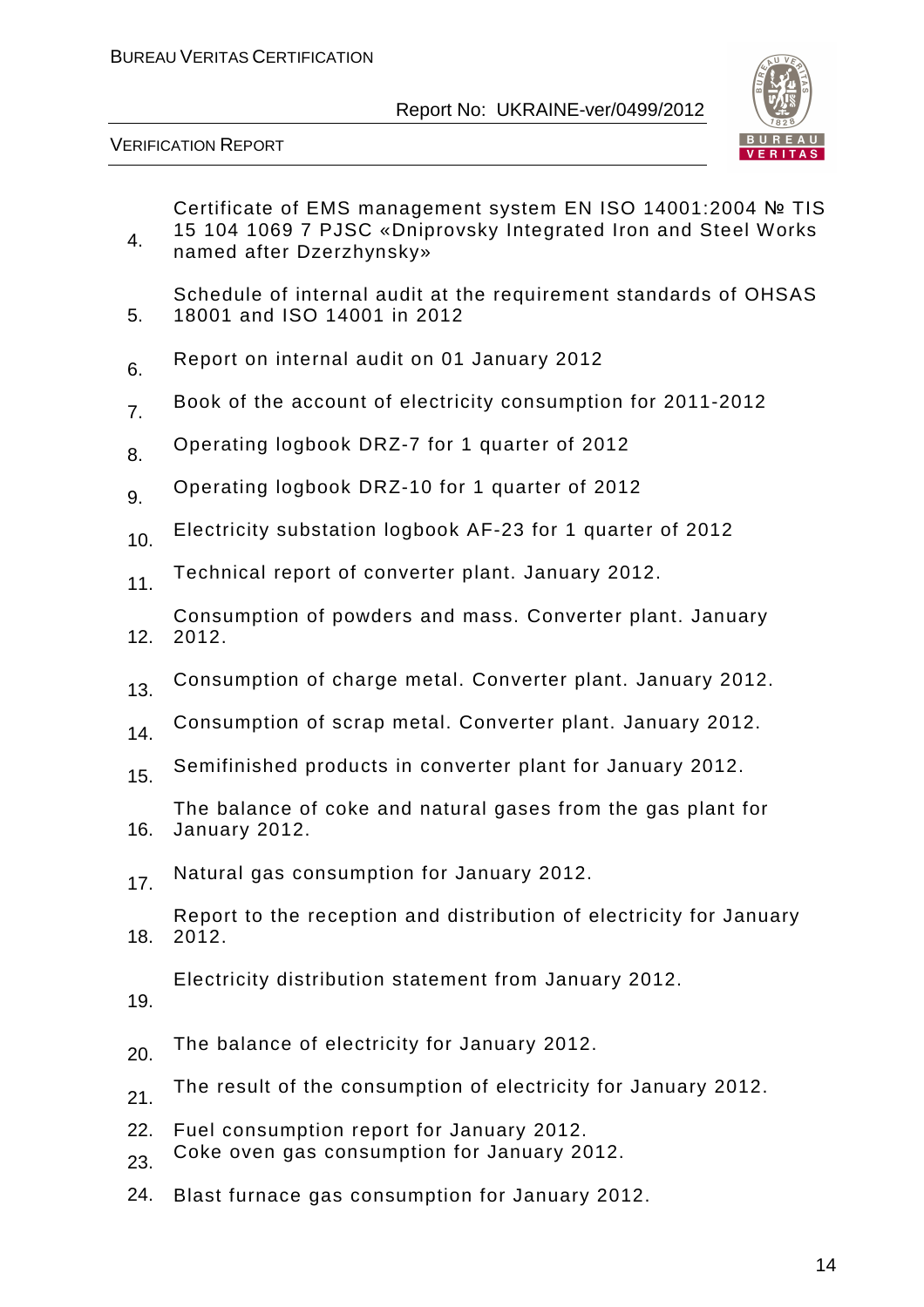4. Certificate of EMS management system EN ISO 14001:2004 № TIS 15 104 1069 7 PJSC «Dniprovsky Integrated Iron and Steel Works named after Dzerzhynsky»
5. Schedule of internal audit at the requirement standards of OHSAS 18001 and ISO 14001 in 2012
6. Report on internal audit on 01 January 2012
7. Book of the account of electricity consumption for 2011-2012
8. Operating logbook DRZ-7 for 1 quarter of 2012
9. Operating logbook DRZ-10 for 1 quarter of 2012
10. Electricity substation logbook AF-23 for 1 quarter of 2012
11. Technical report of converter plant. January 2012.
12. Consumption of powders and mass. Converter plant. January 2012.
13. Consumption of charge metal. Converter plant. January 2012.
14. Consumption of scrap metal. Converter plant. January 2012.
15. Semifinished products in converter plant for January 2012.
16. The balance of coke and natural gases from the gas plant for January 2012.
17. Natural gas consumption for January 2012.
18. Report to the reception and distribution of electricity for January 2012.
19. Electricity distribution statement from January 2012.
20. The balance of electricity for January 2012.
21. The result of the consumption of electricity for January 2012.
22. Fuel consumption report for January 2012.
23. Coke oven gas consumption for January 2012.
24. Blast furnace gas consumption for January 2012.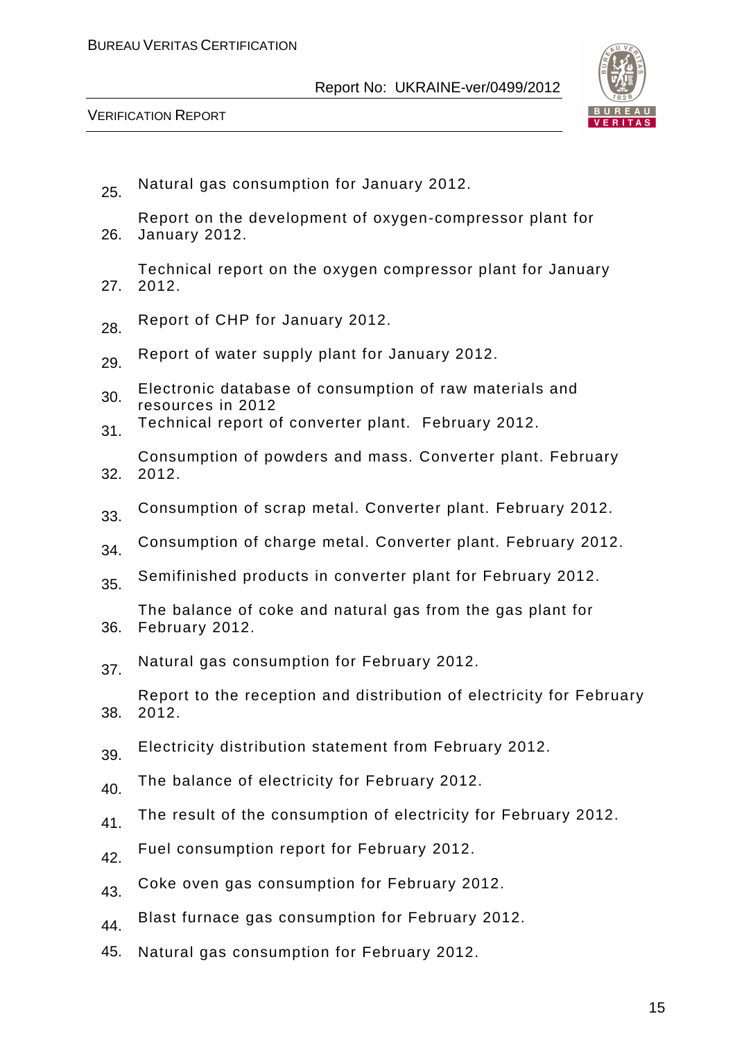25. Natural gas consumption for January 2012.
26. Report on the development of oxygen-compressor plant for January 2012.
27. Technical report on the oxygen compressor plant for January 2012.
28. Report of CHP for January 2012.
29. Report of water supply plant for January 2012.
30. Electronic database of consumption of raw materials and resources in 2012
31. Technical report of converter plant. February 2012.
32. Consumption of powders and mass. Converter plant. February 2012.
33. Consumption of scrap metal. Converter plant. February 2012.
34. Consumption of charge metal. Converter plant. February 2012.
35. Semifinished products in converter plant for February 2012.
36. The balance of coke and natural gas from the gas plant for February 2012.
37. Natural gas consumption for February 2012.
38. Report to the reception and distribution of electricity for February 2012.
39. Electricity distribution statement from February 2012.
40. The balance of electricity for February 2012.
41. The result of the consumption of electricity for February 2012.
42. Fuel consumption report for February 2012.
43. Coke oven gas consumption for February 2012.
44. Blast furnace gas consumption for February 2012.
45. Natural gas consumption for February 2012.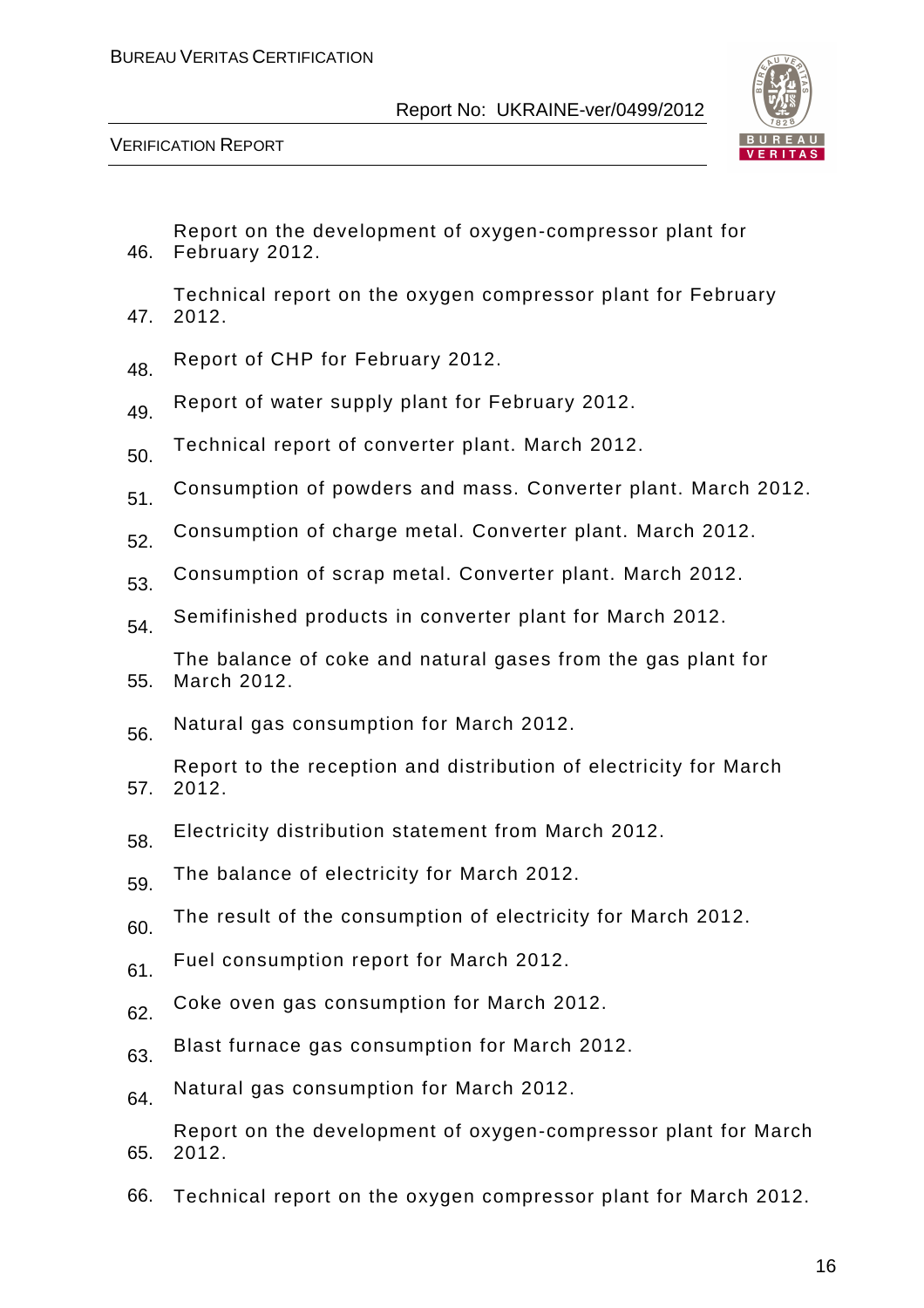46. Report on the development of oxygen-compressor plant for February 2012.
47. Technical report on the oxygen compressor plant for February 2012.
48. Report of CHP for February 2012.
49. Report of water supply plant for February 2012.
50. Technical report of converter plant. March 2012.
51. Consumption of powders and mass. Converter plant. March 2012.
52. Consumption of charge metal. Converter plant. March 2012.
53. Consumption of scrap metal. Converter plant. March 2012.
54. Semifinished products in converter plant for March 2012.
55. The balance of coke and natural gases from the gas plant for March 2012.
56. Natural gas consumption for March 2012.
57. Report to the reception and distribution of electricity for March 2012.
58. Electricity distribution statement from March 2012.
59. The balance of electricity for March 2012.
60. The result of the consumption of electricity for March 2012.
61. Fuel consumption report for March 2012.
62. Coke oven gas consumption for March 2012.
63. Blast furnace gas consumption for March 2012.
64. Natural gas consumption for March 2012.
65. Report on the development of oxygen-compressor plant for March 2012.
66. Technical report on the oxygen compressor plant for March 2012.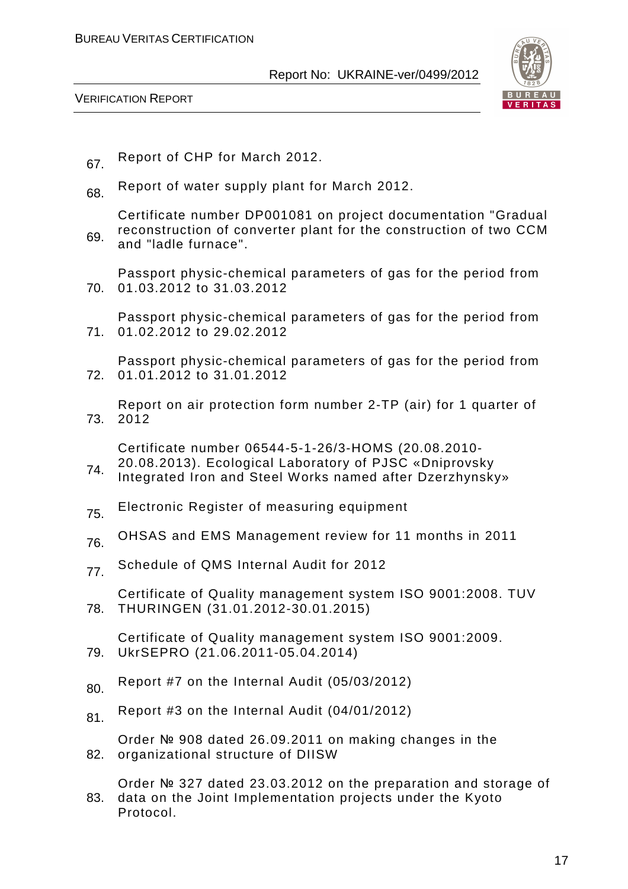67. Report of CHP for March 2012.
68. Report of water supply plant for March 2012.
69. Certificate number DP001081 on project documentation "Gradual reconstruction of converter plant for the construction of two CCM and "ladle furnace".
70. Passport physic-chemical parameters of gas for the period from 01.03.2012 to 31.03.2012
71. Passport physic-chemical parameters of gas for the period from 01.02.2012 to 29.02.2012
72. Passport physic-chemical parameters of gas for the period from 01.01.2012 to 31.01.2012
73. Report on air protection form number 2-TP (air) for 1 quarter of 2012
74. Certificate number 06544-5-1-26/3-HOMS (20.08.2010-20.08.2013). Ecological Laboratory of PJSC «Dniprovsky Integrated Iron and Steel Works named after Dzerzhynsky»
75. Electronic Register of measuring equipment
76. OHSAS and EMS Management review for 11 months in 2011
77. Schedule of QMS Internal Audit for 2012
78. Certificate of Quality management system ISO 9001:2008. TUV THURINGEN (31.01.2012-30.01.2015)
79. Certificate of Quality management system ISO 9001:2009. UkrSEPRO (21.06.2011-05.04.2014)
80. Report #7 on the Internal Audit (05/03/2012)
81. Report #3 on the Internal Audit (04/01/2012)
82. Order № 908 dated 26.09.2011 on making changes in the organizational structure of DIISW
83. Order № 327 dated 23.03.2012 on the preparation and storage of data on the Joint Implementation projects under the Kyoto Protocol.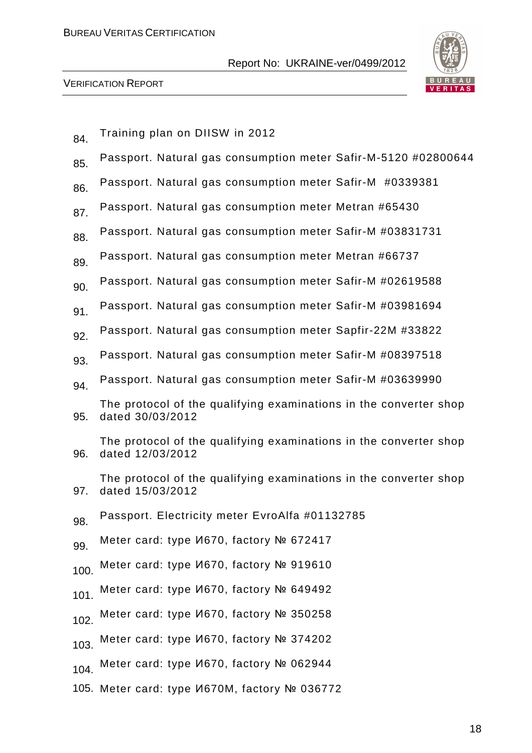84. Training plan on DIISW in 2012
85. Passport. Natural gas consumption meter Safir-M-5120 #02800644
86. Passport. Natural gas consumption meter Safir-M #0339381
87. Passport. Natural gas consumption meter Metran #65430
88. Passport. Natural gas consumption meter Safir-M #03831731
89. Passport. Natural gas consumption meter Metran #66737
90. Passport. Natural gas consumption meter Safir-M #02619588
91. Passport. Natural gas consumption meter Safir-M #03981694
92. Passport. Natural gas consumption meter Sapfir-22M #33822
93. Passport. Natural gas consumption meter Safir-M #08397518
94. Passport. Natural gas consumption meter Safir-M #03639990
95. The protocol of the qualifying examinations in the converter shop dated 30/03/2012
96. The protocol of the qualifying examinations in the converter shop dated 12/03/2012
97. The protocol of the qualifying examinations in the converter shop dated 15/03/2012
98. Passport. Electricity meter EvroAlfa #01132785
99. Meter card: type И670, factory № 672417
100. Meter card: type И670, factory № 919610
101. Meter card: type И670, factory № 649492
102. Meter card: type И670, factory № 350258
103. Meter card: type И670, factory № 374202
104. Meter card: type И670, factory № 062944
105. Meter card: type И670M, factory № 036772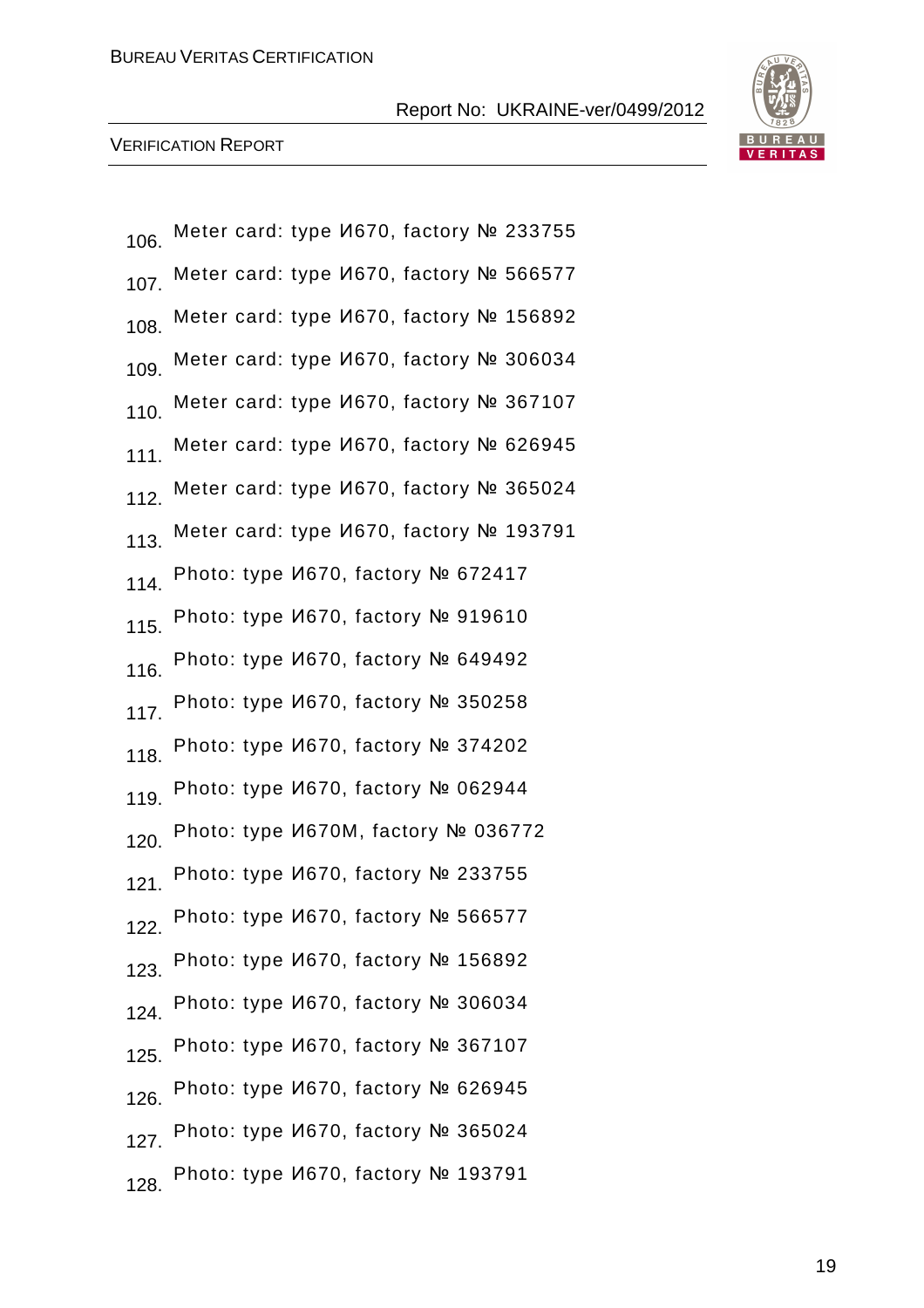106. Meter card: type И670, factory № 233755
107. Meter card: type И670, factory № 566577
108. Meter card: type И670, factory № 156892
109. Meter card: type И670, factory № 306034
110. Meter card: type И670, factory № 367107
111. Meter card: type И670, factory № 626945
112. Meter card: type И670, factory № 365024
113. Meter card: type И670, factory № 193791
114. Photo: type И670, factory № 672417
115. Photo: type И670, factory № 919610
116. Photo: type И670, factory № 649492
117. Photo: type И670, factory № 350258
118. Photo: type И670, factory № 374202
119. Photo: type И670, factory № 062944
120. Photo: type И670M, factory № 036772
121. Photo: type И670, factory № 233755
122. Photo: type И670, factory № 566577
123. Photo: type И670, factory № 156892
124. Photo: type И670, factory № 306034
125. Photo: type И670, factory № 367107
126. Photo: type И670, factory № 626945
127. Photo: type И670, factory № 365024
128. Photo: type И670, factory № 193791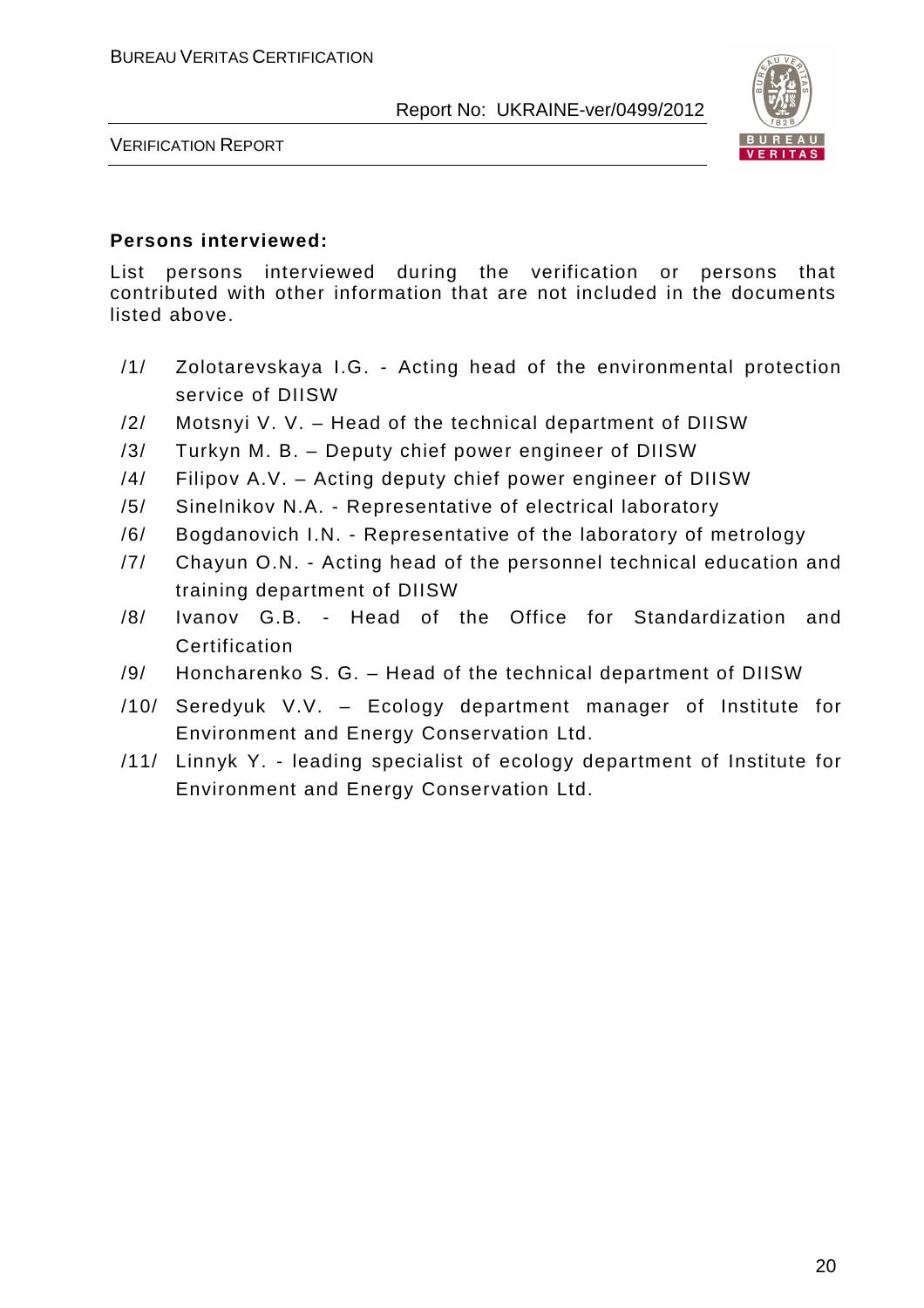**Persons interviewed:**

List persons interviewed during the verification or persons that contributed with other information that are not included in the documents listed above.

/1/ Zolotarevskaya I.G. - Acting head of the environmental protection service of DIISW

/2/ Motsnyi V. V. – Head of the technical department of DIISW

/3/ Turkyn M. B. – Deputy chief power engineer of DIISW

/4/ Filipov A.V. – Acting deputy chief power engineer of DIISW

/5/ Sinelnikov N.A. - Representative of electrical laboratory

/6/ Bogdanovich I.N. - Representative of the laboratory of metrology

/7/ Chayun O.N. - Acting head of the personnel technical education and training department of DIISW

/8/ Ivanov G.B. - Head of the Office for Standardization and Certification

/9/ Honcharenko S. G. – Head of the technical department of DIISW

/10/ Seredyuk V.V. – Ecology department manager of Institute for Environment and Energy Conservation Ltd.

/11/ Linnyk Y. - leading specialist of ecology department of Institute for Environment and Energy Conservation Ltd.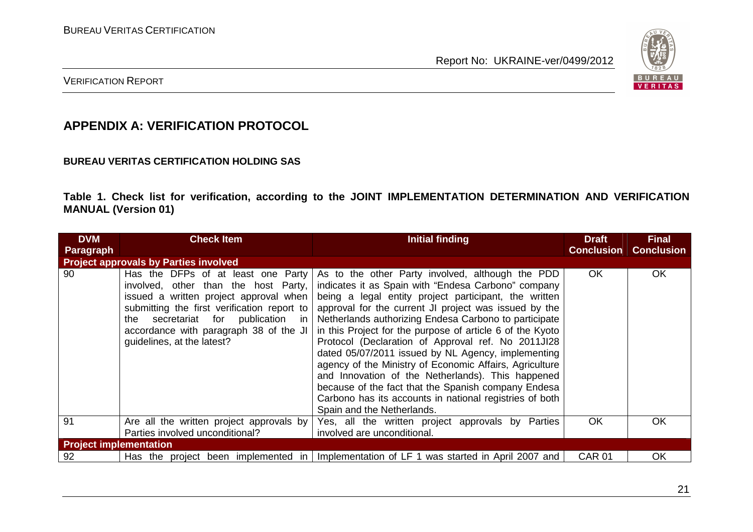## APPENDIX A: VERIFICATION PROTOCOL

**BUREAU VERITAS CERTIFICATION HOLDING SAS**

**Table 1. Check list for verification, according to the JOINT IMPLEMENTATION DETERMINATION AND VERIFICATION MANUAL (Version 01)**

| DVM Paragraph | Check Item | Initial finding | Draft Conclusion | Final Conclusion |
|---|---|---|---|---|
| **Project approvals by Parties involved** | | | | |
| 90 | Has the DFPs of at least one Party involved, other than the host Party, issued a written project approval when submitting the first verification report to the secretariat for publication in accordance with paragraph 38 of the JI guidelines, at the latest? | As to the other Party involved, although the PDD indicates it as Spain with "Endesa Carbono" company being a legal entity project participant, the written approval for the current JI project was issued by the Netherlands authorizing Endesa Carbono to participate in this Project for the purpose of article 6 of the Kyoto Protocol (Declaration of Approval ref. No 2011JI28 dated 05/07/2011 issued by NL Agency, implementing agency of the Ministry of Economic Affairs, Agriculture and Innovation of the Netherlands). This happened because of the fact that the Spanish company Endesa Carbono has its accounts in national registries of both Spain and the Netherlands. | OK | OK |
| 91 | Are all the written project approvals by Parties involved unconditional? | Yes, all the written project approvals by Parties involved are unconditional. | OK | OK |
| **Project implementation** | | | | |
| 92 | Has the project been implemented in | Implementation of LF 1 was started in April 2007 and | CAR 01 | OK |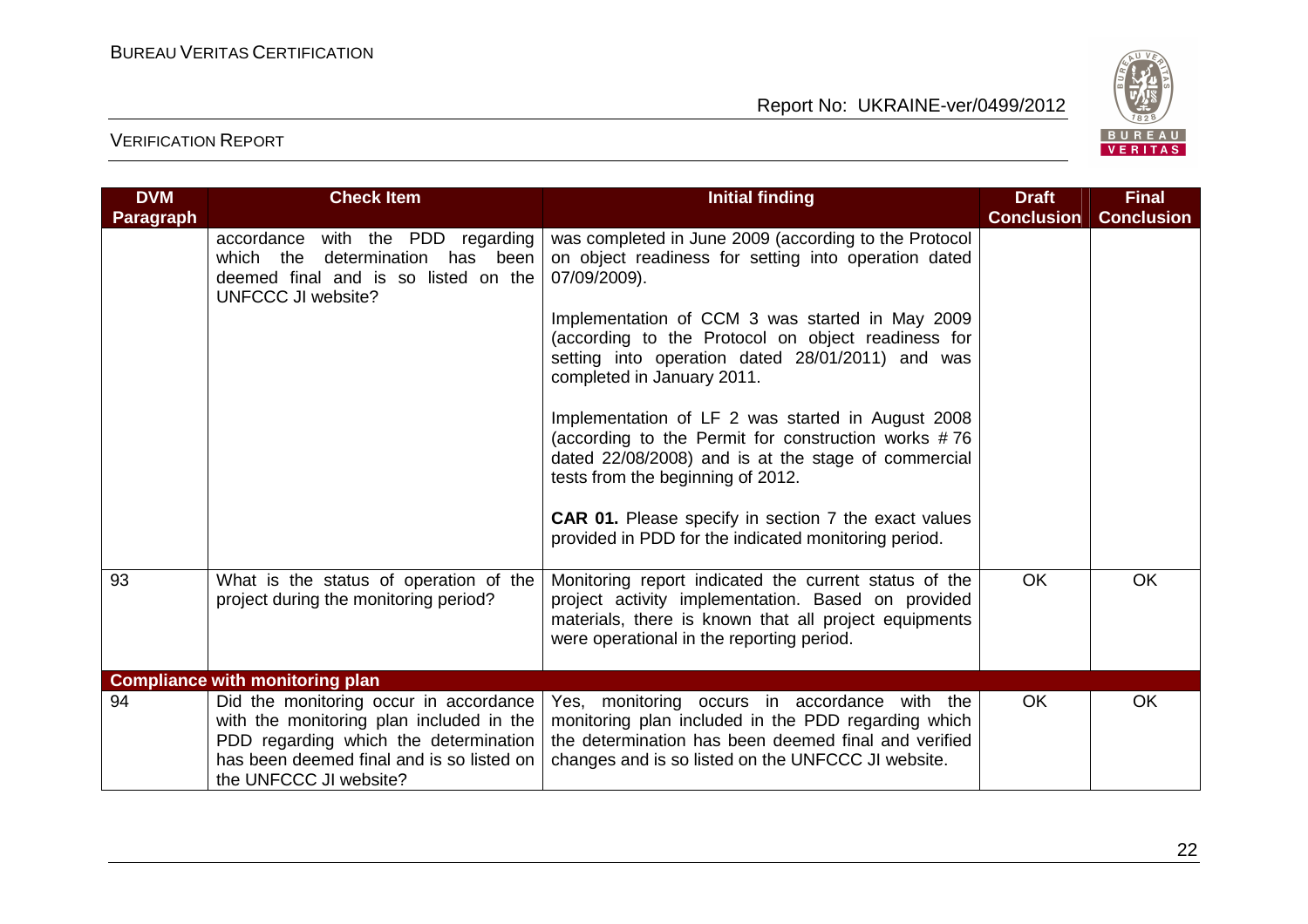| DVM Paragraph | Check Item | Initial finding | Draft Conclusion | Final Conclusion |
|---|---|---|---|---|
| | accordance with the PDD regarding which the determination has been deemed final and is so listed on the UNFCCC JI website? | was completed in June 2009 (according to the Protocol on object readiness for setting into operation dated 07/09/2009).<br><br>Implementation of CCM 3 was started in May 2009 (according to the Protocol on object readiness for setting into operation dated 28/01/2011) and was completed in January 2011.<br><br>Implementation of LF 2 was started in August 2008 (according to the Permit for construction works # 76 dated 22/08/2008) and is at the stage of commercial tests from the beginning of 2012.<br><br>**CAR 01.** Please specify in section 7 the exact values provided in PDD for the indicated monitoring period. | | |
| 93 | What is the status of operation of the project during the monitoring period? | Monitoring report indicated the current status of the project activity implementation. Based on provided materials, there is known that all project equipments were operational in the reporting period. | OK | OK |
| **Compliance with monitoring plan** | | | | |
| 94 | Did the monitoring occur in accordance with the monitoring plan included in the PDD regarding which the determination has been deemed final and is so listed on the UNFCCC JI website? | Yes, monitoring occurs in accordance with the monitoring plan included in the PDD regarding which the determination has been deemed final and verified changes and is so listed on the UNFCCC JI website. | OK | OK |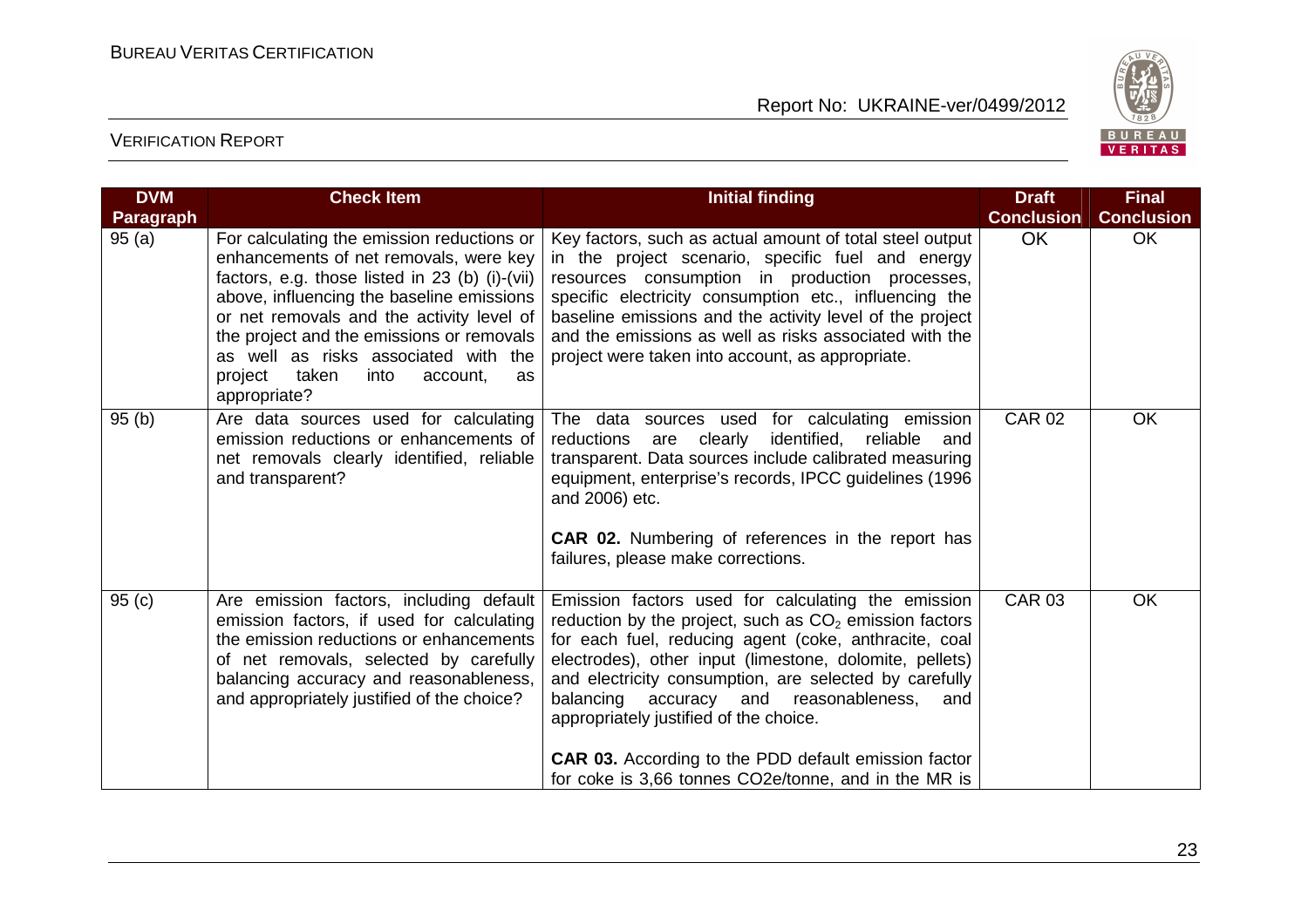| DVM Paragraph | Check Item | Initial finding | Draft Conclusion | Final Conclusion |
|---|---|---|---|---|
| 95 (a) | For calculating the emission reductions or enhancements of net removals, were key factors, e.g. those listed in 23 (b) (i)-(vii) above, influencing the baseline emissions or net removals and the activity level of the project and the emissions or removals as well as risks associated with the project taken into account, as appropriate? | Key factors, such as actual amount of total steel output in the project scenario, specific fuel and energy resources consumption in production processes, specific electricity consumption etc., influencing the baseline emissions and the activity level of the project and the emissions as well as risks associated with the project were taken into account, as appropriate. | OK | OK |
| 95 (b) | Are data sources used for calculating emission reductions or enhancements of net removals clearly identified, reliable and transparent? | The data sources used for calculating emission reductions are clearly identified, reliable and transparent. Data sources include calibrated measuring equipment, enterprise's records, IPCC guidelines (1996 and 2006) etc.<br><br>**CAR 02.** Numbering of references in the report has failures, please make corrections. | CAR 02 | OK |
| 95 (c) | Are emission factors, including default emission factors, if used for calculating the emission reductions or enhancements of net removals, selected by carefully balancing accuracy and reasonableness, and appropriately justified of the choice? | Emission factors used for calculating the emission reduction by the project, such as $CO_2$ emission factors for each fuel, reducing agent (coke, anthracite, coal electrodes), other input (limestone, dolomite, pellets) and electricity consumption, are selected by carefully balancing accuracy and reasonableness, and appropriately justified of the choice.<br><br>**CAR 03.** According to the PDD default emission factor for coke is 3,66 tonnes CO2e/tonne, and in the MR is | CAR 03 | OK |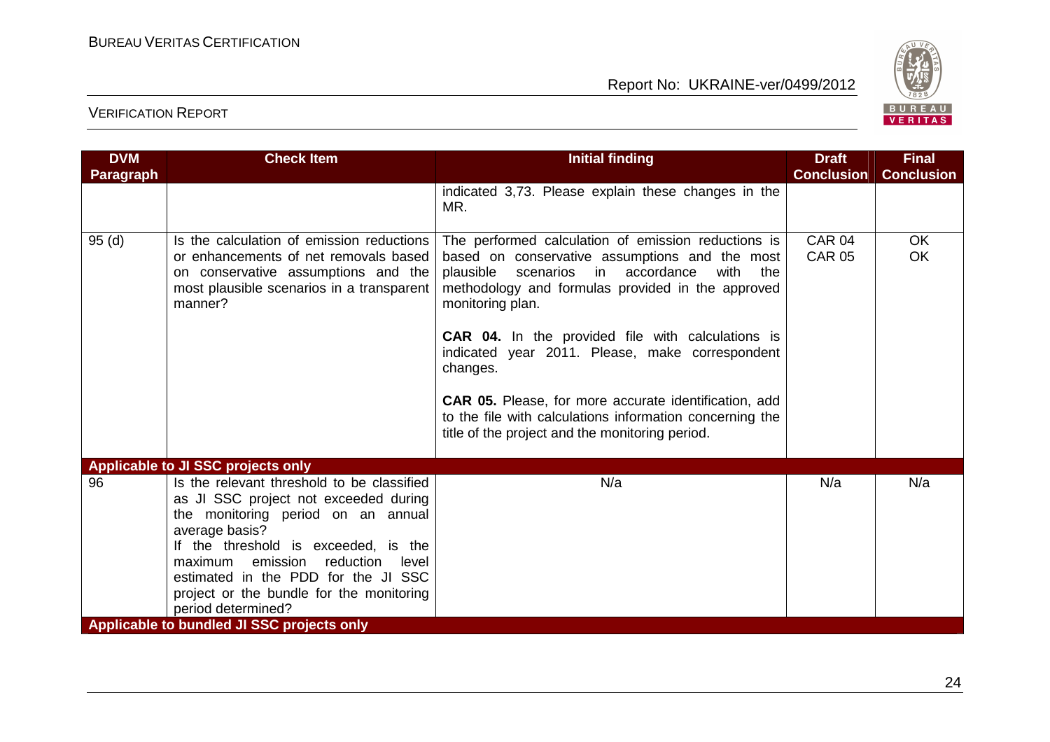| DVM Paragraph | Check Item | Initial finding | Draft Conclusion | Final Conclusion |
|---|---|---|---|---|
| | | indicated 3,73. Please explain these changes in the MR. | | |
| 95 (d) | Is the calculation of emission reductions or enhancements of net removals based on conservative assumptions and the most plausible scenarios in a transparent manner? | The performed calculation of emission reductions is based on conservative assumptions and the most plausible scenarios in accordance with the methodology and formulas provided in the approved monitoring plan.<br><br>**CAR 04.** In the provided file with calculations is indicated year 2011. Please, make correspondent changes.<br><br>**CAR 05.** Please, for more accurate identification, add to the file with calculations information concerning the title of the project and the monitoring period. | CAR 04<br>CAR 05 | OK<br>OK |
| **Applicable to JI SSC projects only** | | | | |
| 96 | Is the relevant threshold to be classified as JI SSC project not exceeded during the monitoring period on an annual average basis?<br>If the threshold is exceeded, is the maximum emission reduction level estimated in the PDD for the JI SSC project or the bundle for the monitoring period determined? | N/a | N/a | N/a |
| **Applicable to bundled JI SSC projects only** | | | | |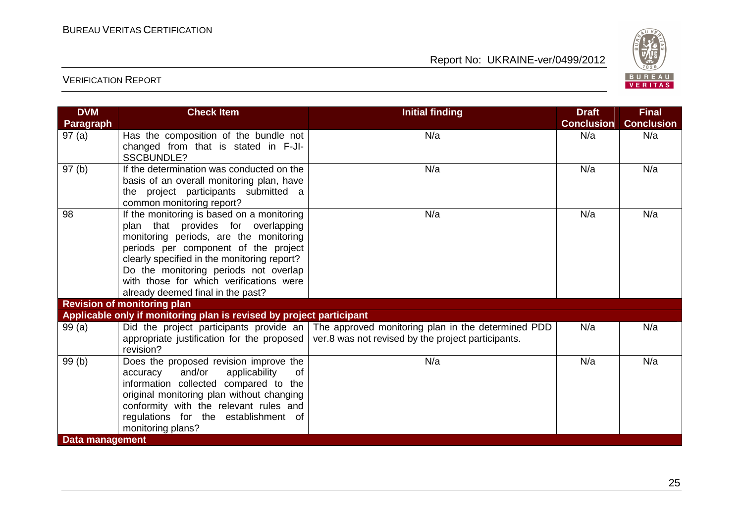| DVM Paragraph | Check Item | Initial finding | Draft Conclusion | Final Conclusion |
|---|---|---|---|---|
| 97 (a) | Has the composition of the bundle not changed from that is stated in F-JI-SSCBUNDLE? | N/a | N/a | N/a |
| 97 (b) | If the determination was conducted on the basis of an overall monitoring plan, have the project participants submitted a common monitoring report? | N/a | N/a | N/a |
| 98 | If the monitoring is based on a monitoring plan that provides for overlapping monitoring periods, are the monitoring periods per component of the project clearly specified in the monitoring report? Do the monitoring periods not overlap with those for which verifications were already deemed final in the past? | N/a | N/a | N/a |
| **Revision of monitoring plan** | | | | |
| **Applicable only if monitoring plan is revised by project participant** | | | | |
| 99 (a) | Did the project participants provide an appropriate justification for the proposed revision? | The approved monitoring plan in the determined PDD ver.8 was not revised by the project participants. | N/a | N/a |
| 99 (b) | Does the proposed revision improve the accuracy and/or applicability of information collected compared to the original monitoring plan without changing conformity with the relevant rules and regulations for the establishment of monitoring plans? | N/a | N/a | N/a |
| **Data management** | | | | |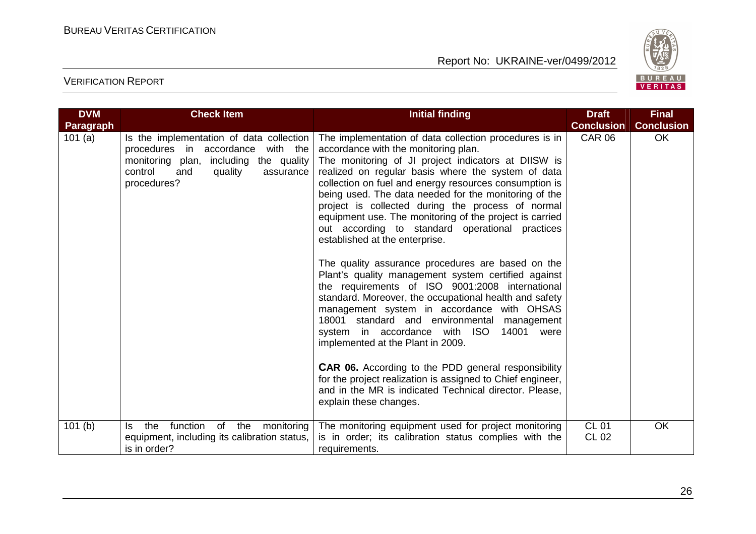| DVM Paragraph | Check Item | Initial finding | Draft Conclusion | Final Conclusion |
|---|---|---|---|---|
| 101 (a) | Is the implementation of data collection procedures in accordance with the monitoring plan, including the quality control and quality assurance procedures? | The implementation of data collection procedures is in accordance with the monitoring plan.<br>The monitoring of JI project indicators at DIISW is realized on regular basis where the system of data collection on fuel and energy resources consumption is being used. The data needed for the monitoring of the project is collected during the process of normal equipment use. The monitoring of the project is carried out according to standard operational practices established at the enterprise.<br><br>The quality assurance procedures are based on the Plant's quality management system certified against the requirements of ISO 9001:2008 international standard. Moreover, the occupational health and safety management system in accordance with OHSAS 18001 standard and environmental management system in accordance with ISO 14001 were implemented at the Plant in 2009.<br><br>**CAR 06.** According to the PDD general responsibility for the project realization is assigned to Chief engineer, and in the MR is indicated Technical director. Please, explain these changes. | CAR 06 | OK |
| 101 (b) | Is the function of the monitoring equipment, including its calibration status, is in order? | The monitoring equipment used for project monitoring is in order; its calibration status complies with the requirements. | CL 01<br>CL 02 | OK |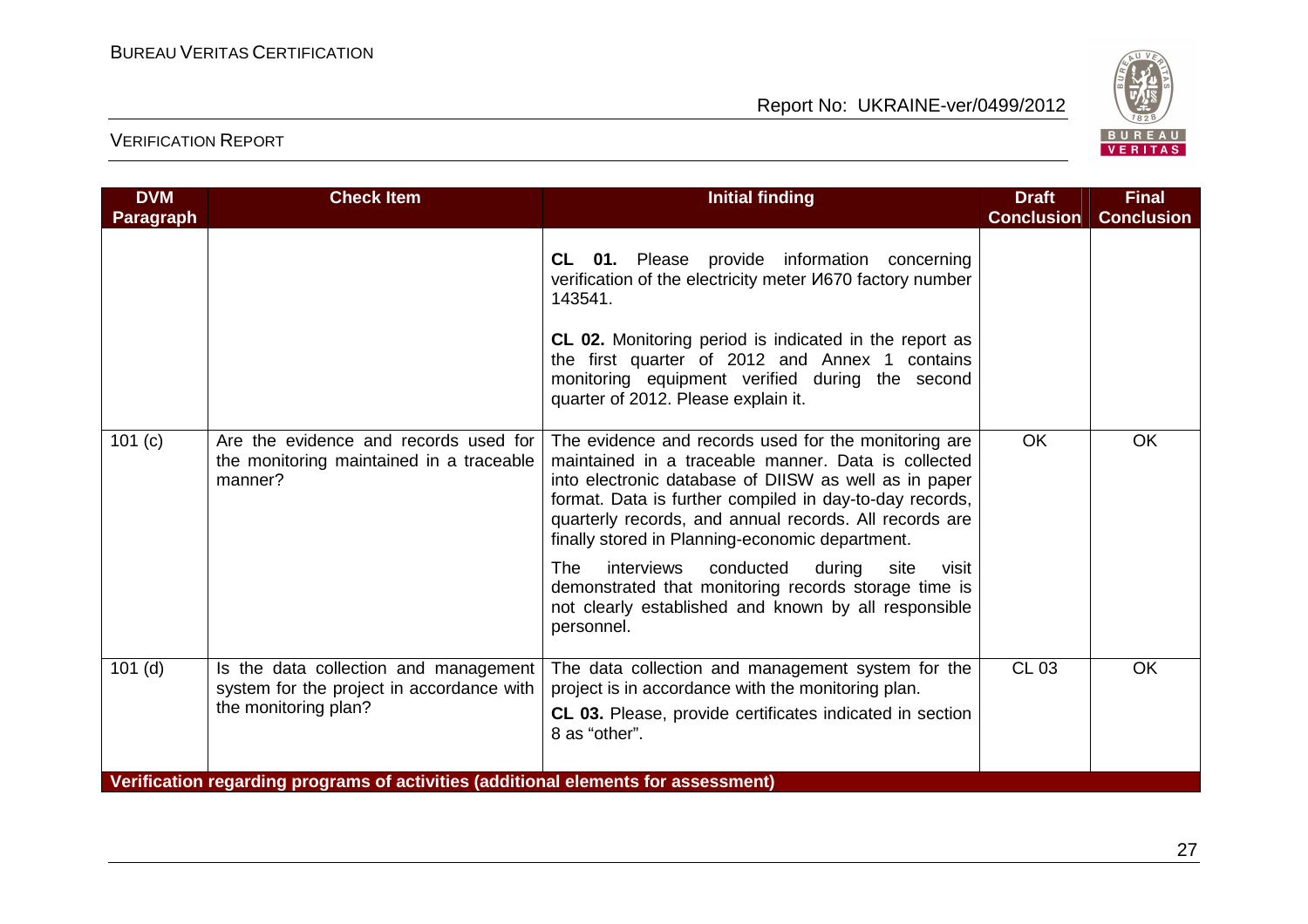| DVM Paragraph | Check Item | Initial finding | Draft Conclusion | Final Conclusion |
|---|---|---|---|---|
| | | **CL 01.** Please provide information concerning verification of the electricity meter И670 factory number 143541.<br><br>**CL 02.** Monitoring period is indicated in the report as the first quarter of 2012 and Annex 1 contains monitoring equipment verified during the second quarter of 2012. Please explain it. | | |
| 101 (c) | Are the evidence and records used for the monitoring maintained in a traceable manner? | The evidence and records used for the monitoring are maintained in a traceable manner. Data is collected into electronic database of DIISW as well as in paper format. Data is further compiled in day-to-day records, quarterly records, and annual records. All records are finally stored in Planning-economic department.<br><br>The interviews conducted during site visit demonstrated that monitoring records storage time is not clearly established and known by all responsible personnel. | OK | OK |
| 101 (d) | Is the data collection and management system for the project in accordance with the monitoring plan? | The data collection and management system for the project is in accordance with the monitoring plan.<br>**CL 03.** Please, provide certificates indicated in section 8 as "other". | CL 03 | OK |
| **Verification regarding programs of activities (additional elements for assessment)** | | | | |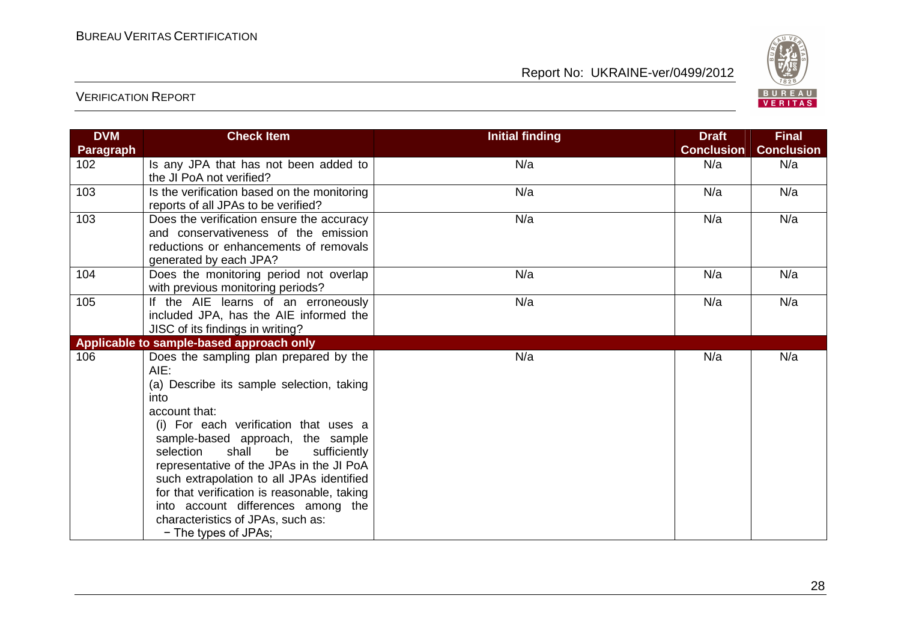| DVM Paragraph | Check Item | Initial finding | Draft Conclusion | Final Conclusion |
|---|---|---|---|---|
| 102 | Is any JPA that has not been added to the JI PoA not verified? | N/a | N/a | N/a |
| 103 | Is the verification based on the monitoring reports of all JPAs to be verified? | N/a | N/a | N/a |
| 103 | Does the verification ensure the accuracy and conservativeness of the emission reductions or enhancements of removals generated by each JPA? | N/a | N/a | N/a |
| 104 | Does the monitoring period not overlap with previous monitoring periods? | N/a | N/a | N/a |
| 105 | If the AIE learns of an erroneously included JPA, has the AIE informed the JISC of its findings in writing? | N/a | N/a | N/a |
| **Applicable to sample-based approach only** | | | | |
| 106 | Does the sampling plan prepared by the AIE:<br>(a) Describe its sample selection, taking into account that:<br>(i) For each verification that uses a sample-based approach, the sample selection shall be sufficiently representative of the JPAs in the JI PoA such extrapolation to all JPAs identified for that verification is reasonable, taking into account differences among the characteristics of JPAs, such as:<br>− The types of JPAs; | N/a | N/a | N/a |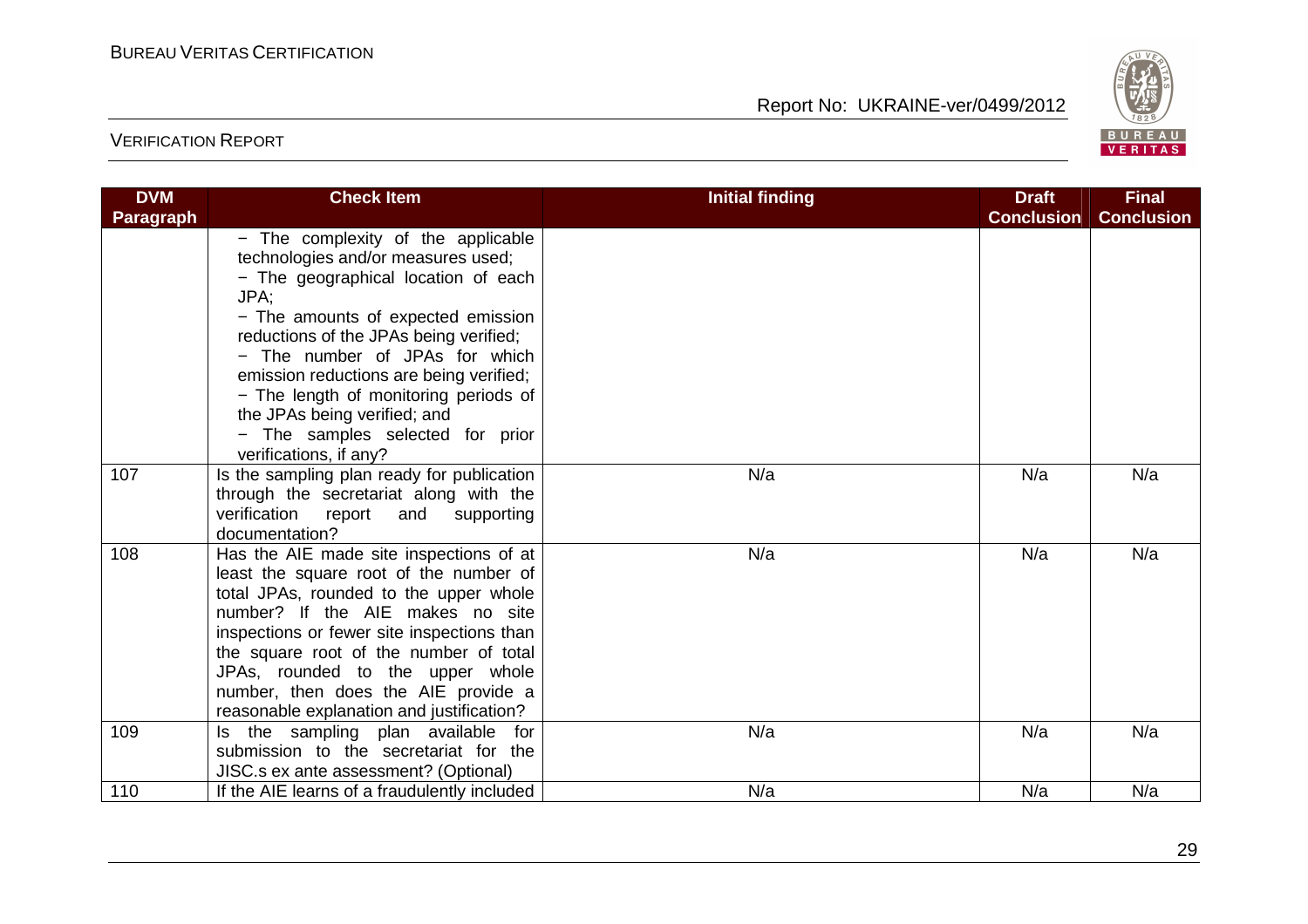| DVM Paragraph | Check Item | Initial finding | Draft Conclusion | Final Conclusion |
|---|---|---|---|---|
| | − The complexity of the applicable technologies and/or measures used;<br>− The geographical location of each JPA;<br>− The amounts of expected emission reductions of the JPAs being verified;<br>− The number of JPAs for which emission reductions are being verified;<br>− The length of monitoring periods of the JPAs being verified; and<br>− The samples selected for prior verifications, if any? | | | |
| 107 | Is the sampling plan ready for publication through the secretariat along with the verification report and supporting documentation? | N/a | N/a | N/a |
| 108 | Has the AIE made site inspections of at least the square root of the number of total JPAs, rounded to the upper whole number? If the AIE makes no site inspections or fewer site inspections than the square root of the number of total JPAs, rounded to the upper whole number, then does the AIE provide a reasonable explanation and justification? | N/a | N/a | N/a |
| 109 | Is the sampling plan available for submission to the secretariat for the JISC.s ex ante assessment? (Optional) | N/a | N/a | N/a |
| 110 | If the AIE learns of a fraudulently included | N/a | N/a | N/a |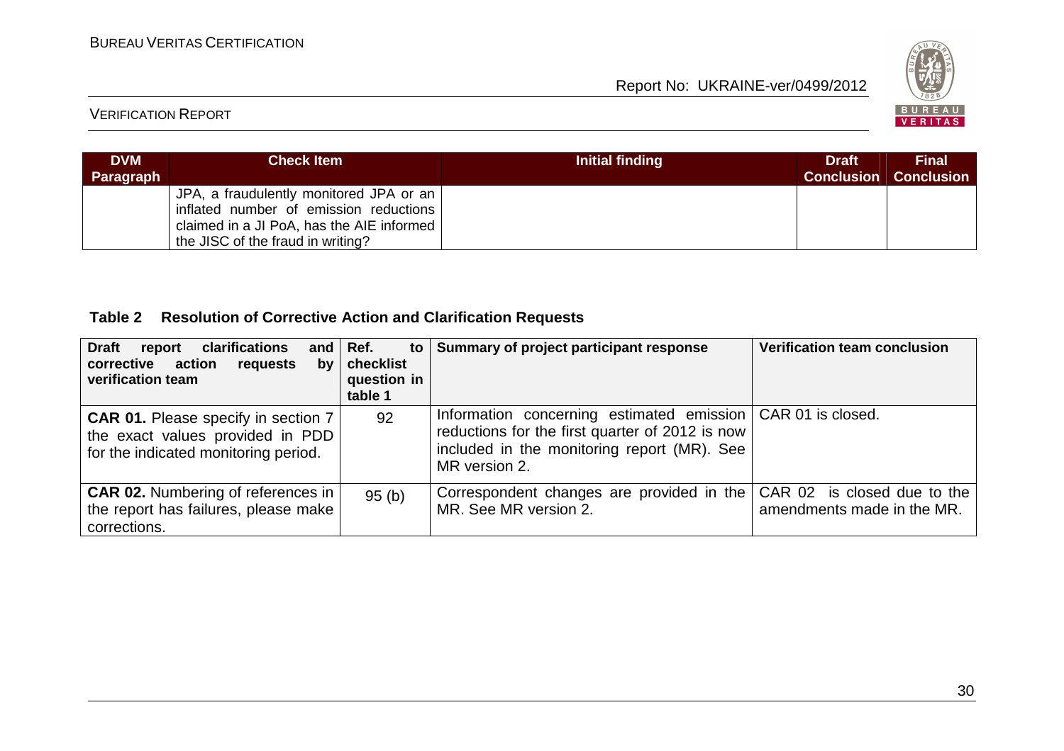| DVM Paragraph | Check Item | Initial finding | Draft Conclusion | Final Conclusion |
|---|---|---|---|---|
| | JPA, a fraudulently monitored JPA or an inflated number of emission reductions claimed in a JI PoA, has the AIE informed the JISC of the fraud in writing? | | | |

**Table 2 Resolution of Corrective Action and Clarification Requests**

| Draft report clarifications and corrective action requests by verification team | Ref. to checklist question in table 1 | Summary of project participant response | Verification team conclusion |
|---|---|---|---|
| **CAR 01.** Please specify in section 7 the exact values provided in PDD for the indicated monitoring period. | 92 | Information concerning estimated emission reductions for the first quarter of 2012 is now included in the monitoring report (MR). See MR version 2. | CAR 01 is closed. |
| **CAR 02.** Numbering of references in the report has failures, please make corrections. | 95 (b) | Correspondent changes are provided in the MR. See MR version 2. | CAR 02 is closed due to the amendments made in the MR. |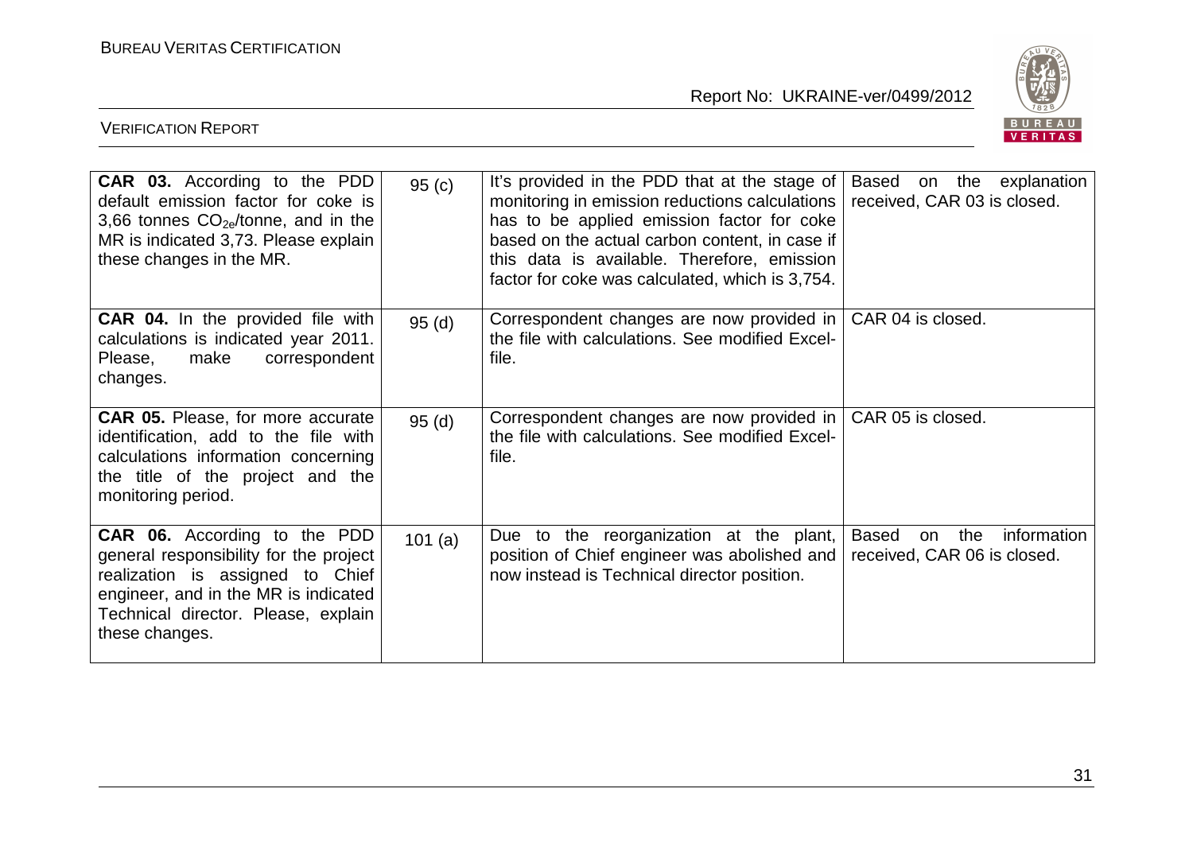| **CAR 03.** According to the PDD default emission factor for coke is 3,66 tonnes $CO_{2e}$/tonne, and in the MR is indicated 3,73. Please explain these changes in the MR. | 95 (c) | It's provided in the PDD that at the stage of monitoring in emission reductions calculations has to be applied emission factor for coke based on the actual carbon content, in case if this data is available. Therefore, emission factor for coke was calculated, which is 3,754. | Based on the explanation received, CAR 03 is closed. |
|---|---|---|---|
| **CAR 04.** In the provided file with calculations is indicated year 2011. Please, make correspondent changes. | 95 (d) | Correspondent changes are now provided in the file with calculations. See modified Excel-file. | CAR 04 is closed. |
| **CAR 05.** Please, for more accurate identification, add to the file with calculations information concerning the title of the project and the monitoring period. | 95 (d) | Correspondent changes are now provided in the file with calculations. See modified Excel-file. | CAR 05 is closed. |
| **CAR 06.** According to the PDD general responsibility for the project realization is assigned to Chief engineer, and in the MR is indicated Technical director. Please, explain these changes. | 101 (a) | Due to the reorganization at the plant, position of Chief engineer was abolished and now instead is Technical director position. | Based on the information received, CAR 06 is closed. |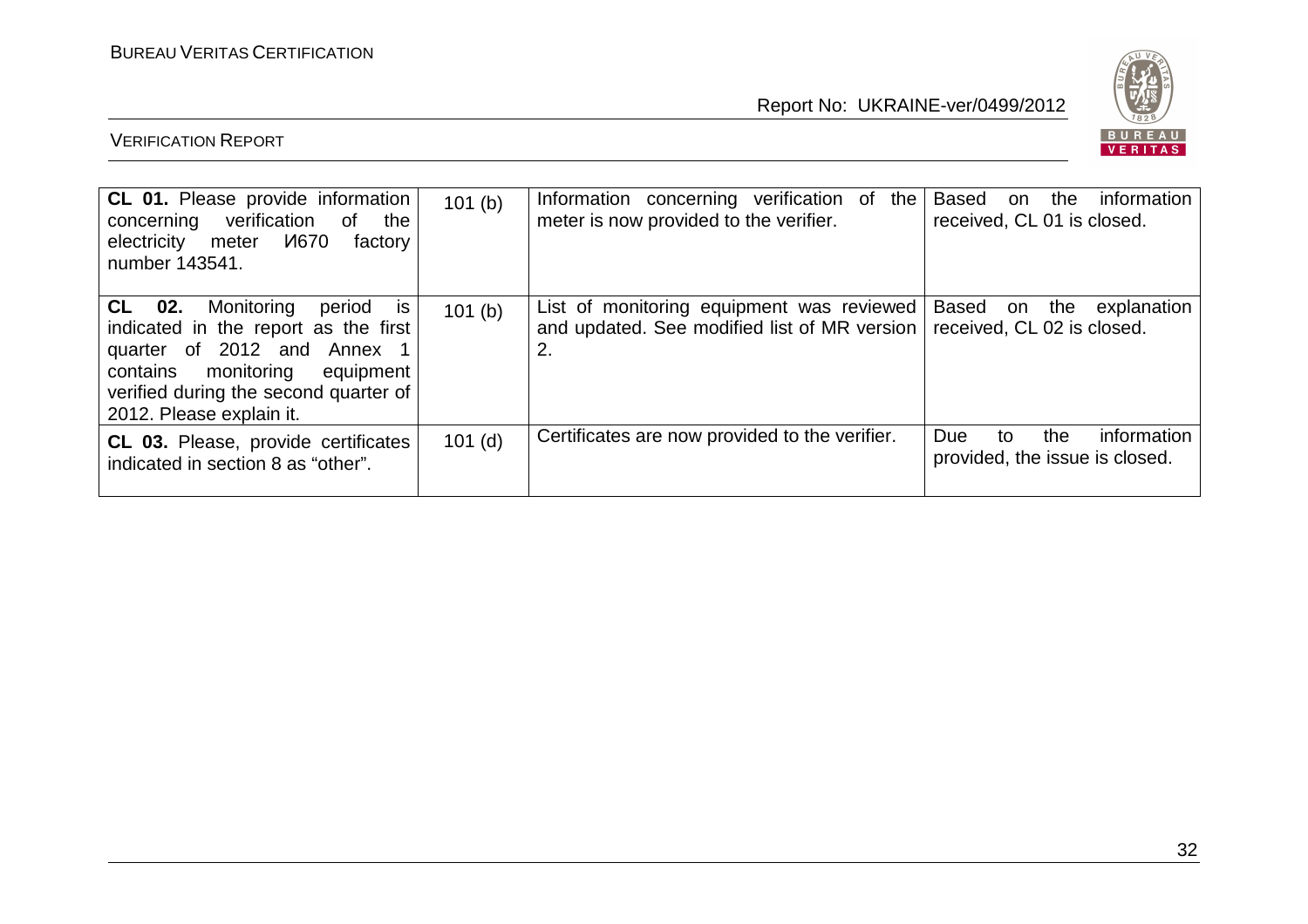| | | | |
|---|---|---|---|
| **CL 01.** Please provide information concerning verification of the electricity meter И670 factory number 143541. | 101 (b) | Information concerning verification of the meter is now provided to the verifier. | Based on the information received, CL 01 is closed. |
| **CL 02.** Monitoring period is indicated in the report as the first quarter of 2012 and Annex 1 contains monitoring equipment verified during the second quarter of 2012. Please explain it. | 101 (b) | List of monitoring equipment was reviewed and updated. See modified list of MR version 2. | Based on the explanation received, CL 02 is closed. |
| **CL 03.** Please, provide certificates indicated in section 8 as "other". | 101 (d) | Certificates are now provided to the verifier. | Due to the information provided, the issue is closed. |